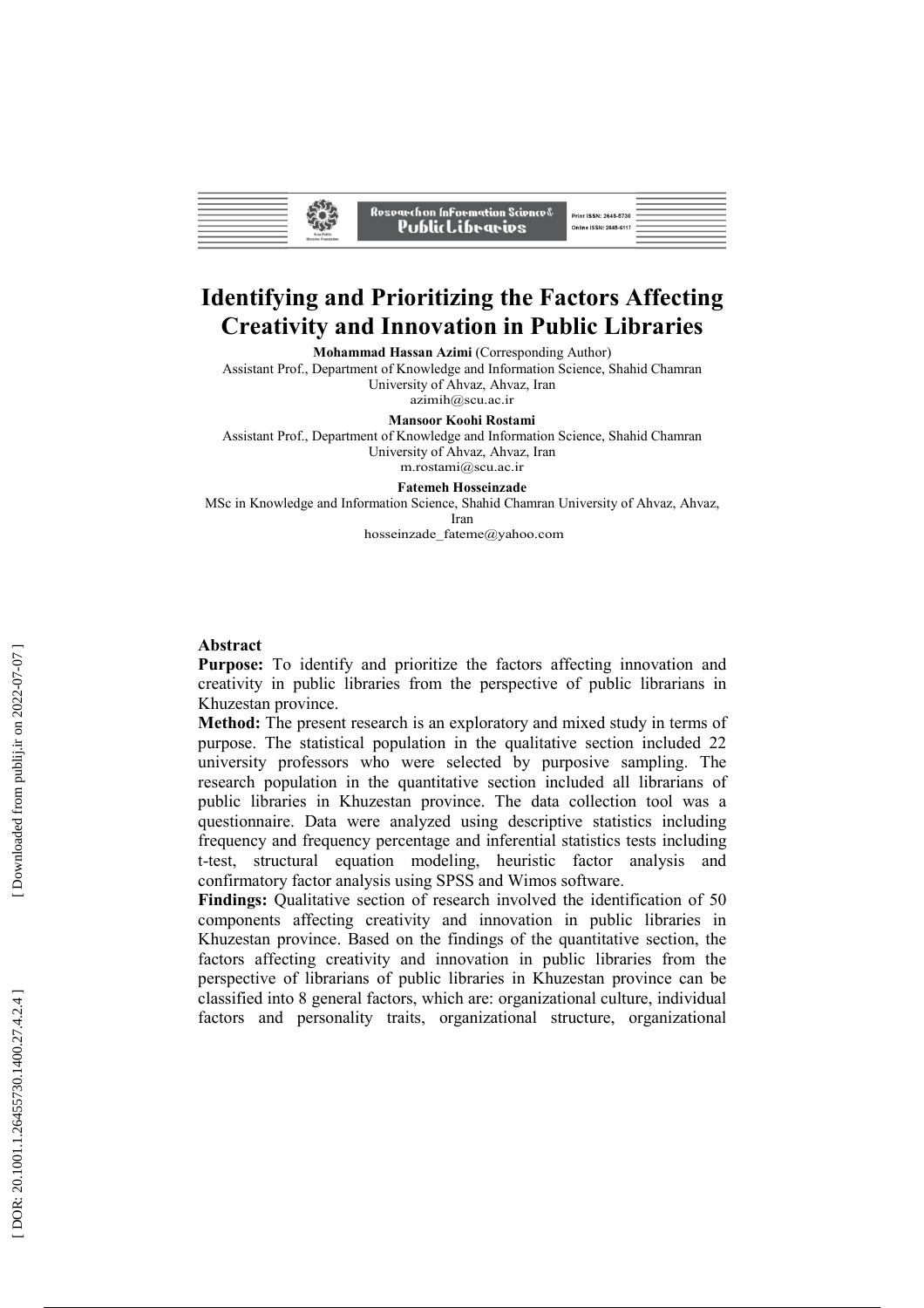# Identifying and Prioritizing the Factors Affecting Creativity and Innovation in Public Libraries

**Mohammad Hassan Azimi** (Corresponding Author)
Assistant Prof., Department of Knowledge and Information Science, Shahid Chamran University of Ahvaz, Ahvaz, Iran
azimih@scu.ac.ir

**Mansoor Koohi Rostami**
Assistant Prof., Department of Knowledge and Information Science, Shahid Chamran University of Ahvaz, Ahvaz, Iran
m.rostami@scu.ac.ir

**Fatemeh Hosseinzade**
MSc in Knowledge and Information Science, Shahid Chamran University of Ahvaz, Ahvaz, Iran
hosseinzade_fateme@yahoo.com

## Abstract

**Purpose:** To identify and prioritize the factors affecting innovation and creativity in public libraries from the perspective of public librarians in Khuzestan province.

**Method:** The present research is an exploratory and mixed study in terms of purpose. The statistical population in the qualitative section included 22 university professors who were selected by purposive sampling. The research population in the quantitative section included all librarians of public libraries in Khuzestan province. The data collection tool was a questionnaire. Data were analyzed using descriptive statistics including frequency and frequency percentage and inferential statistics tests including t-test, structural equation modeling, heuristic factor analysis and confirmatory factor analysis using SPSS and Wimos software.

**Findings:** Qualitative section of research involved the identification of 50 components affecting creativity and innovation in public libraries in Khuzestan province. Based on the findings of the quantitative section, the factors affecting creativity and innovation in public libraries from the perspective of librarians of public libraries in Khuzestan province can be classified into 8 general factors, which are: organizational culture, individual factors and personality traits, organizational structure, organizational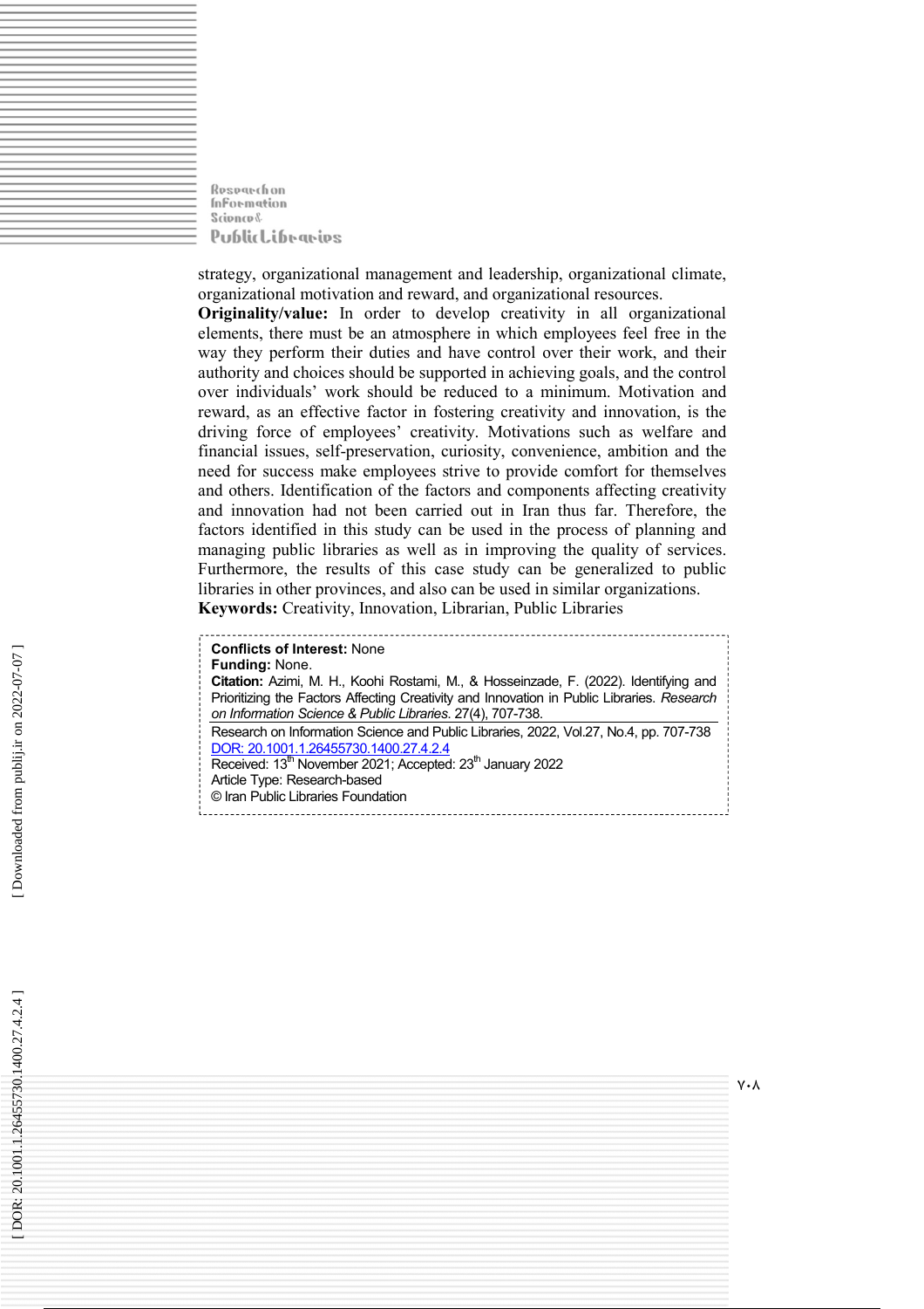strategy, organizational management and leadership, organizational climate, organizational motivation and reward, and organizational resources.

**Originality/value:** In order to develop creativity in all organizational elements, there must be an atmosphere in which employees feel free in the way they perform their duties and have control over their work, and their authority and choices should be supported in achieving goals, and the control over individuals' work should be reduced to a minimum. Motivation and reward, as an effective factor in fostering creativity and innovation, is the driving force of employees' creativity. Motivations such as welfare and financial issues, self-preservation, curiosity, convenience, ambition and the need for success make employees strive to provide comfort for themselves and others. Identification of the factors and components affecting creativity and innovation had not been carried out in Iran thus far. Therefore, the factors identified in this study can be used in the process of planning and managing public libraries as well as in improving the quality of services. Furthermore, the results of this case study can be generalized to public libraries in other provinces, and also can be used in similar organizations.

**Keywords:** Creativity, Innovation, Librarian, Public Libraries

**Conflicts of Interest:** None
**Funding:** None.
**Citation:** Azimi, M. H., Koohi Rostami, M., & Hosseinzade, F. (2022). Identifying and Prioritizing the Factors Affecting Creativity and Innovation in Public Libraries. *Research on Information Science & Public Libraries*. 27(4), 707-738.

Research on Information Science and Public Libraries, 2022, Vol.27, No.4, pp. 707-738
DOR: 20.1001.1.26455730.1400.27.4.2.4
Received: 13th November 2021; Accepted: 23th January 2022
Article Type: Research-based
© Iran Public Libraries Foundation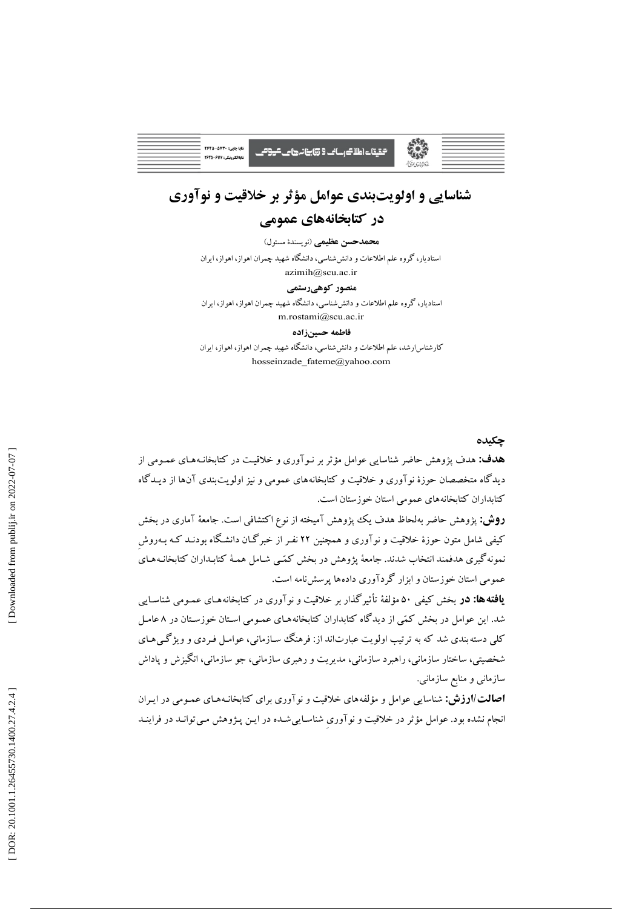# شناسایی و اولویت‌بندی عوامل مؤثر بر خلاقیت و نوآوری در کتابخانه‌های عمومی

**محمدحسن عظیمی** (نویسندۀ مسئول)

استادیار، گروه علم اطلاعات و دانش‌شناسی، دانشگاه شهید چمران اهواز، اهواز، ایران

azimih@scu.ac.ir

**منصور کوهی‌رستمی**

استادیار، گروه علم اطلاعات و دانش‌شناسی، دانشگاه شهید چمران اهواز، اهواز، ایران

m.rostami@scu.ac.ir

**فاطمه حسین‌زاده**

کارشناس‌ارشد، علم اطلاعات و دانش‌شناسی، دانشگاه شهید چمران اهواز، اهواز، ایران

hosseinzade_fateme@yahoo.com

## چکیده

**هدف:** هدف پژوهش حاضر شناسایی عوامل مؤثر بر نوآوری و خلاقیت در کتابخانه‌های عمومی از دیدگاه متخصصان حوزۀ نوآوری و خلاقیت و کتابخانه‌های عمومی و نیز اولویت‌بندی آن‌ها از دیدگاه کتابداران کتابخانه‌های عمومی استان خوزستان است.

**روش:** پژوهش حاضر به‌لحاظ هدف یک پژوهش آمیخته از نوع اکتشافی است. جامعۀ آماری در بخش کیفی شامل متون حوزۀ خلاقیت و نوآوری و همچنین ۲۲ نفر از خبرگان دانشگاه بودند که به‌روشِ نمونه‌گیری هدفمند انتخاب شدند. جامعۀ پژوهش در بخش کمّی شامل همۀ کتابداران کتابخانه‌های عمومی استان خوزستان و ابزار گردآوری داده‌ها پرسش‌نامه است.

**یافته‌ها:** در بخش کیفی ۵۰ مؤلفۀ تأثیرگذار بر خلاقیت و نوآوری در کتابخانه‌های عمومی شناسایی شد. این عوامل در بخش کمّی از دیدگاه کتابداران کتابخانه‌های عمومی استان خوزستان در ۸ عامل کلی دسته‌بندی شد که به ترتیب اولویت عبارت‌اند از: فرهنگ سازمانی، عوامل فردی و ویژگی‌های شخصیتی، ساختار سازمانی، راهبرد سازمانی، مدیریت و رهبری سازمانی، جو سازمانی، انگیزش و پاداش سازمانی و منابع سازمانی.

**اصالت/ارزش:** شناسایی عوامل و مؤلفه‌های خلاقیت و نوآوری برای کتابخانه‌های عمومی در ایران انجام نشده بود. عوامل مؤثر در خلاقیت و نوآوریِ شناسایی‌شده در این پژوهش می‌تواند در فرایند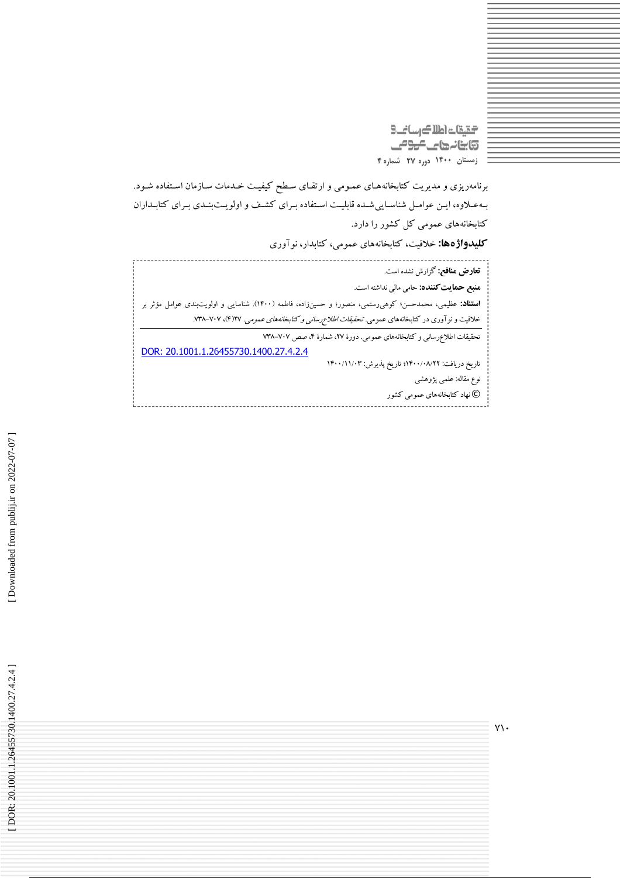برنامه‌ریزی و مدیریت کتابخانه‌های عمومی و ارتقای سطح کیفیت خدمات سازمان استفاده شود. به‌علاوه، این عوامل شناسایی‌شده قابلیت استفاده برای کشف و اولویت‌بندی برای کتابداران کتابخانه‌های عمومی کل کشور را دارد.

**کلیدواژه‌ها:** خلاقیت، کتابخانه‌های عمومی، کتابدار، نوآوری

**تعارض منافع:** گزارش نشده است.

**منبع حمایت‌کننده:** حامی مالی نداشته است.

**استناد:** عظیمی، محمدحسن؛ کوهی‌رستمی، منصور؛ و حسین‌زاده، فاطمه (۱۴۰۰). شناسایی و اولویت‌بندی عوامل مؤثر بر خلاقیت و نوآوری در کتابخانه‌های عمومی. *تحقیقات اطلاع‌رسانی و کتابخانه‌های عمومی*. ۲۷(۴)، ۷۰۷-۷۳۸.

تحقیقات اطلاع‌رسانی و کتابخانه‌های عمومی. دورهٔ ۲۷، شمارهٔ ۴، صص ۷۰۷-۷۳۸

DOR: 20.1001.1.26455730.1400.27.4.2.4

تاریخ دریافت: ۱۴۰۰/۰۸/۲۲؛ تاریخ پذیرش: ۱۴۰۰/۱۱/۰۳

نوع مقاله: علمی پژوهشی

© نهاد کتابخانه‌های عمومی کشور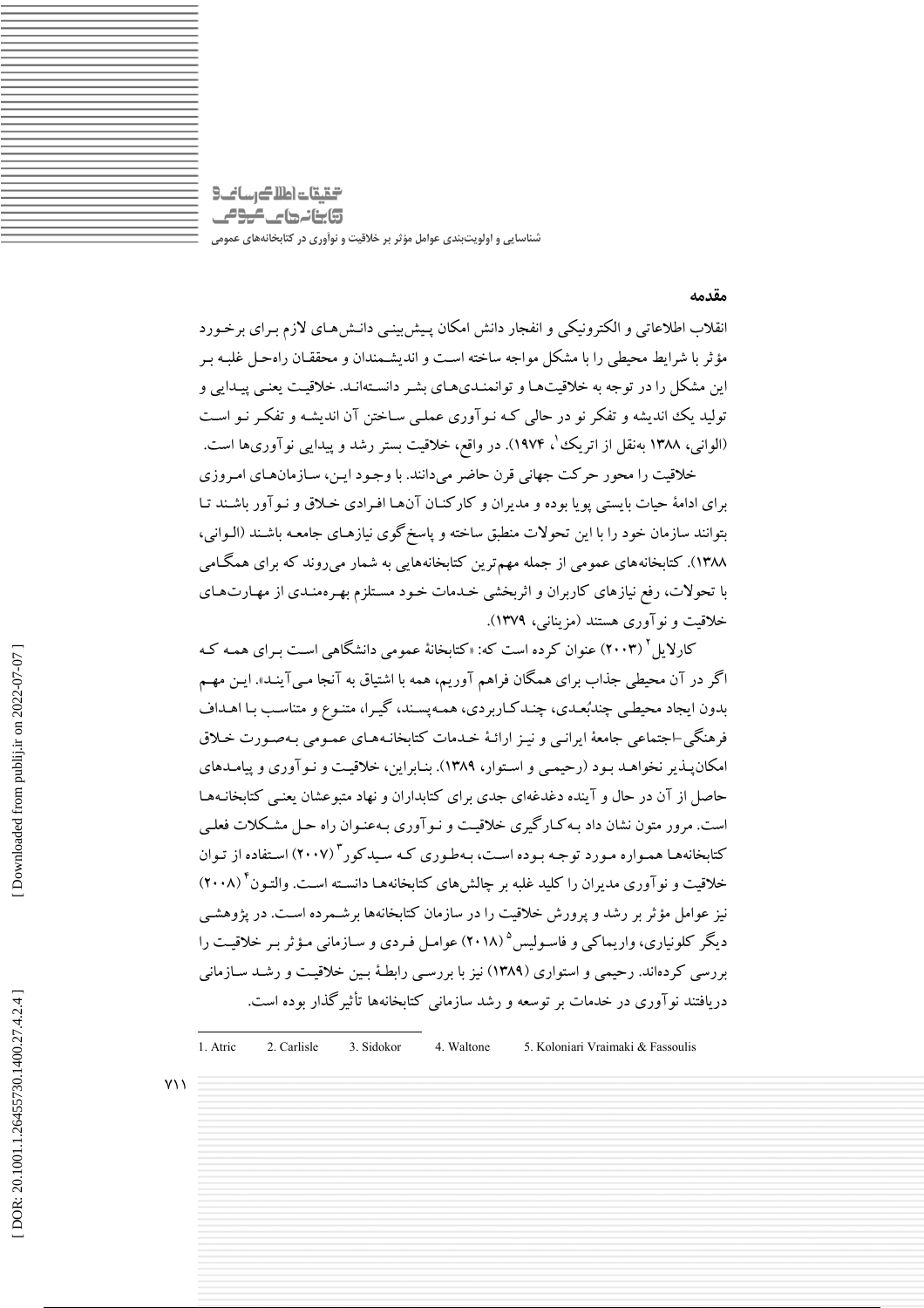## مقدمه

انقلاب اطلاعاتی و الکترونیکی و انفجار دانش امکان پیش‌بینی دانش‌های لازم برای برخورد مؤثر با شرایط محیطی را با مشکل مواجه ساخته است و اندیشمندان و محققان راه‌حل غلبه بر این مشکل را در توجه به خلاقیت‌ها و توانمندی‌های بشر دانسته‌اند. خلاقیت یعنی پیدایی و تولید یک اندیشه و تفکر نو در حالی که نوآوری عملی ساختن آن اندیشه و تفکر نو است (الوانی، ۱۳۸۸ به‌نقل از اتریک[1]، ۱۹۷۴). در واقع، خلاقیت بستر رشد و پیدایی نوآوری‌ها است.

خلاقیت را محور حرکت جهانی قرن حاضر می‌دانند. با وجود این، سازمان‌های امروزی برای ادامهٔ حیات بایستی پویا بوده و مدیران و کارکنان آن‌ها افرادی خلاق و نوآور باشند تا بتوانند سازمان خود را با این تحولات منطبق ساخته و پاسخ‌گوی نیازهای جامعه باشند (الوانی، ۱۳۸۸). کتابخانه‌های عمومی از جمله مهم‌ترین کتابخانه‌هایی به شمار می‌روند که برای همگامی با تحولات، رفع نیازهای کاربران و اثربخشی خدمات خود مستلزم بهره‌مندی از مهارت‌های خلاقیت و نوآوری هستند (مزینانی، ۱۳۷۹).

کارلایل[2] (۲۰۰۳) عنوان کرده است که: «کتابخانهٔ عمومی دانشگاهی است برای همه که اگر در آن محیطی جذاب برای همگان فراهم آوریم، همه با اشتیاق به آنجا می‌آیند». این مهم بدون ایجاد محیطی چندبُعدی، چندکاربردی، همه‌پسند، گیرا، متنوع و متناسب با اهداف فرهنگی-اجتماعی جامعهٔ ایرانی و نیز ارائهٔ خدمات کتابخانه‌های عمومی به‌صورت خلاق امکان‌پذیر نخواهد بود (رحیمی و استوار، ۱۳۸۹). بنابراین، خلاقیت و نوآوری و پیامدهای حاصل از آن در حال و آینده دغدغه‌ای جدی برای کتابداران و نهاد متبوعشان یعنی کتابخانه‌ها است. مرور متون نشان داد به‌کارگیری خلاقیت و نوآوری به‌عنوان راه حل مشکلات فعلی کتابخانه‌ها همواره مورد توجه بوده است، به‌طوری که سیدکور[3] (۲۰۰۷) استفاده از توان خلاقیت و نوآوری مدیران را کلید غلبه بر چالش‌های کتابخانه‌ها دانسته است. والتون[4] (۲۰۰۸) نیز عوامل مؤثر بر رشد و پرورش خلاقیت را در سازمان کتابخانه‌ها برشمرده است. در پژوهشی دیگر کلونیاری، واریماکی و فاسولیس[5] (۲۰۱۸) عوامل فردی و سازمانی مؤثر بر خلاقیت را بررسی کرده‌اند. رحیمی و استواری (۱۳۸۹) نیز با بررسی رابطهٔ بین خلاقیت و رشد سازمانی دریافتند نوآوری در خدمات بر توسعه و رشد سازمانی کتابخانه‌ها تأثیرگذار بوده است.

---

1. Atric 2. Carlisle 3. Sidokor 4. Waltone 5. Koloniari Vraimaki & Fassoulis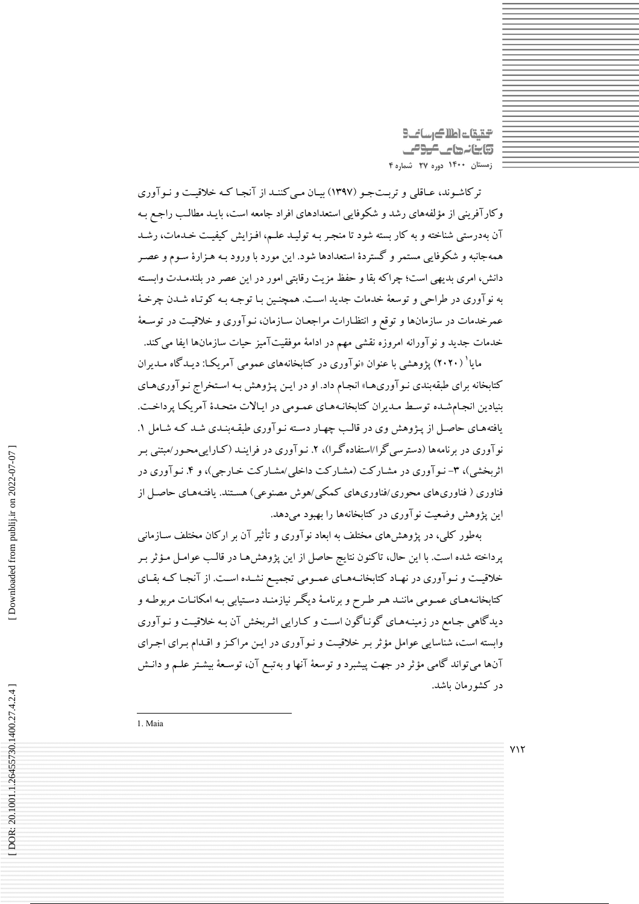ترکاشوند، عاقلی و تربت‌جو (۱۳۹۷) بیان می‌کنند از آنجا که خلاقیت و نوآوری وکارآفرینی از مؤلفه‌های رشد و شکوفایی استعدادهای افراد جامعه است، باید مطالب راجع به آن به‌درستی شناخته و به کار بسته شود تا منجر به تولید علم، افزایش کیفیت خدمات، رشد همه‌جانبه و شکوفایی مستمر و گستردهٔ استعدادها شود. این مورد با ورود به هزارهٔ سوم و عصر دانش، امری بدیهی است؛ چراکه بقا و حفظ مزیت رقابتی امور در این عصر در بلندمدت وابسته به نوآوری در طراحی و توسعهٔ خدمات جدید است. همچنین با توجه به کوتاه شدن چرخهٔ عمرخدمات در سازمان‌ها و توقع و انتظارات مراجعان سازمان، نوآوری و خلاقیت در توسعهٔ خدمات جدید و نوآورانه امروزه نقشی مهم در ادامهٔ موفقیت‌آمیز حیات سازمان‌ها ایفا می‌کند.

مایا[1] (۲۰۲۰) پژوهشی با عنوان «نوآوری در کتابخانه‌های عمومی آمریکا: دیدگاه مدیران کتابخانه برای طبقه‌بندی نوآوری‌ها» انجام داد. او در این پژوهش به استخراج نوآوری‌های بنیادین انجام‌شده توسط مدیران کتابخانه‌های عمومی در ایالات متحدهٔ آمریکا پرداخت. یافته‌های حاصل از پژوهش وی در قالب چهار دسته نوآوری طبقه‌بندی شد که شامل ۱. نوآوری در برنامه‌ها (دسترسی‌گرا/استفاده‌گرا)، ۲. نوآوری در فرایند (کارایی‌محور/مبتنی بر اثربخشی)، ۳- نوآوری در مشارکت (مشارکت داخلی/مشارکت خارجی)، و ۴. نوآوری در فناوری ( فناوری‌های محوری/فناوری‌های کمکی/هوش مصنوعی) هستند. یافته‌های حاصل از این پژوهش وضعیت نوآوری در کتابخانه‌ها را بهبود می‌دهد.

به‌طور کلی، در پژوهش‌های مختلف به ابعاد نوآوری و تأثیر آن بر ارکان مختلف سازمانی پرداخته شده است. با این حال، تاکنون نتایج حاصل از این پژوهش‌ها در قالب عوامل مؤثر بر خلاقیت و نوآوری در نهاد کتابخانه‌های عمومی تجمیع نشده است. از آنجا که بقای کتابخانه‌های عمومی مانند هر طرح و برنامهٔ دیگر نیازمند دستیابی به امکانات مربوطه و دیدگاهی جامع در زمینه‌های گوناگون است و کارایی اثربخش آن به خلاقیت و نوآوری وابسته است، شناسایی عوامل مؤثر بر خلاقیت و نوآوری در این مراکز و اقدام برای اجرای آن‌ها می‌تواند گامی مؤثر در جهت پیشبرد و توسعهٔ آنها و به‌تبع آن، توسعهٔ بیشتر علم و دانش در کشورمان باشد.

1. Maia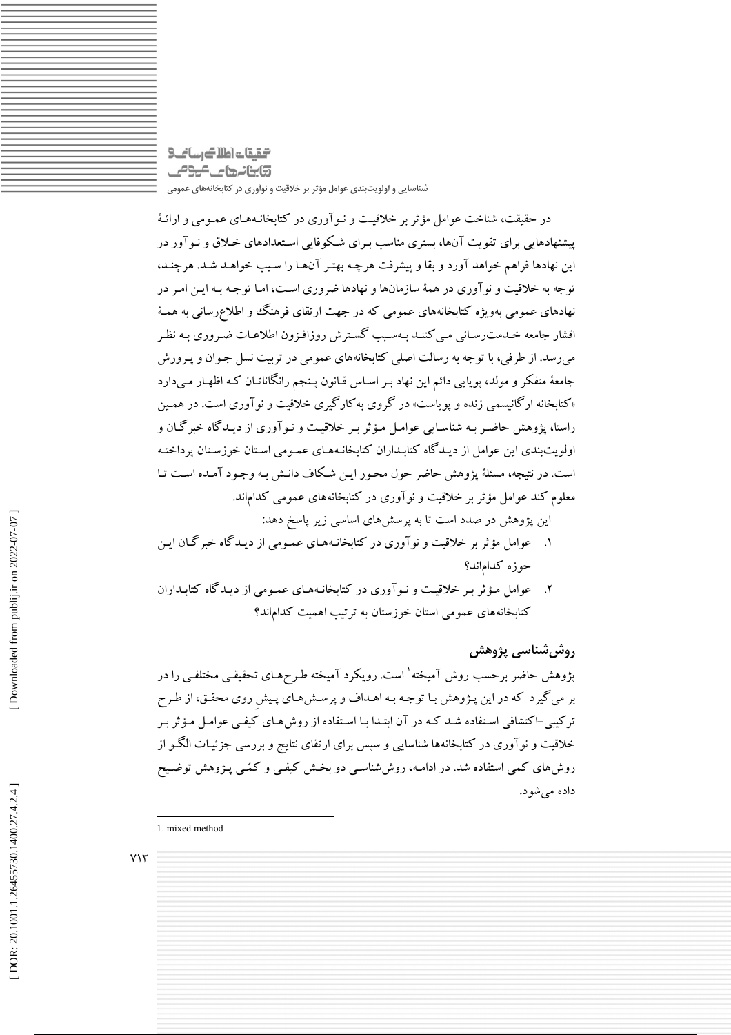در حقیقت، شناخت عوامل مؤثر بر خلاقیت و نوآوری در کتابخانه‌های عمومی و ارائهٔ پیشنهادهایی برای تقویت آن‌ها، بستری مناسب برای شکوفایی استعدادهای خلاق و نوآور در این نهادها فراهم خواهد آورد و بقا و پیشرفت هرچه بهتر آن‌ها را سبب خواهد شد. هرچند، توجه به خلاقیت و نوآوری در همهٔ سازمان‌ها و نهادها ضروری است، اما توجه به این امر در نهادهای عمومی به‌ویژه کتابخانه‌های عمومی که در جهت ارتقای فرهنگ و اطلاع‌رسانی به همهٔ اقشار جامعه خدمت‌رسانی می‌کنند به‌سبب گسترش روزافزون اطلاعات ضروری به نظر می‌رسد. از طرفی، با توجه به رسالت اصلی کتابخانه‌های عمومی در تربیت نسل جوان و پرورش جامعهٔ متفکر و مولد، پویایی دائم این نهاد بر اساس قانون پنجم رانگاناتان که اظهار می‌دارد «کتابخانه ارگانیسمی زنده و پویاست» در گروی به‌کارگیری خلاقیت و نوآوری است. در همین راستا، پژوهش حاضر به شناسایی عوامل مؤثر بر خلاقیت و نوآوری از دیدگاه خبرگان و اولویت‌بندی این عوامل از دیدگاه کتابداران کتابخانه‌های عمومی استان خوزستان پرداخته است. در نتیجه، مسئلهٔ پژوهش حاضر حول محور این شکاف دانش به وجود آمده است تا معلوم کند عوامل مؤثر بر خلاقیت و نوآوری در کتابخانه‌های عمومی کدام‌اند.

این پژوهش در صدد است تا به پرسش‌های اساسی زیر پاسخ دهد:

۱. عوامل مؤثر بر خلاقیت و نوآوری در کتابخانه‌های عمومی از دیدگاه خبرگان این حوزه کدام‌اند؟

۲. عوامل مؤثر بر خلاقیت و نوآوری در کتابخانه‌های عمومی از دیدگاه کتابداران کتابخانه‌های عمومی استان خوزستان به ترتیب اهمیت کدام‌اند؟

## روش‌شناسی پژوهش

پژوهش حاضر برحسب روش آمیخته[1] است. رویکرد آمیخته طرح‌های تحقیقی مختلفی را در بر می‌گیرد که در این پژوهش با توجه به اهداف و پرسش‌های پیشِ روی محقق، از طرح ترکیبی-اکتشافی استفاده شد که در آن ابتدا با استفاده از روش‌های کیفی عوامل مؤثر بر خلاقیت و نوآوری در کتابخانه‌ها شناسایی و سپس برای ارتقای نتایج و بررسی جزئیات الگو از روش‌های کمی استفاده شد. در ادامه، روش‌شناسی دو بخش کیفی و کمّی پژوهش توضیح داده می‌شود.

1. mixed method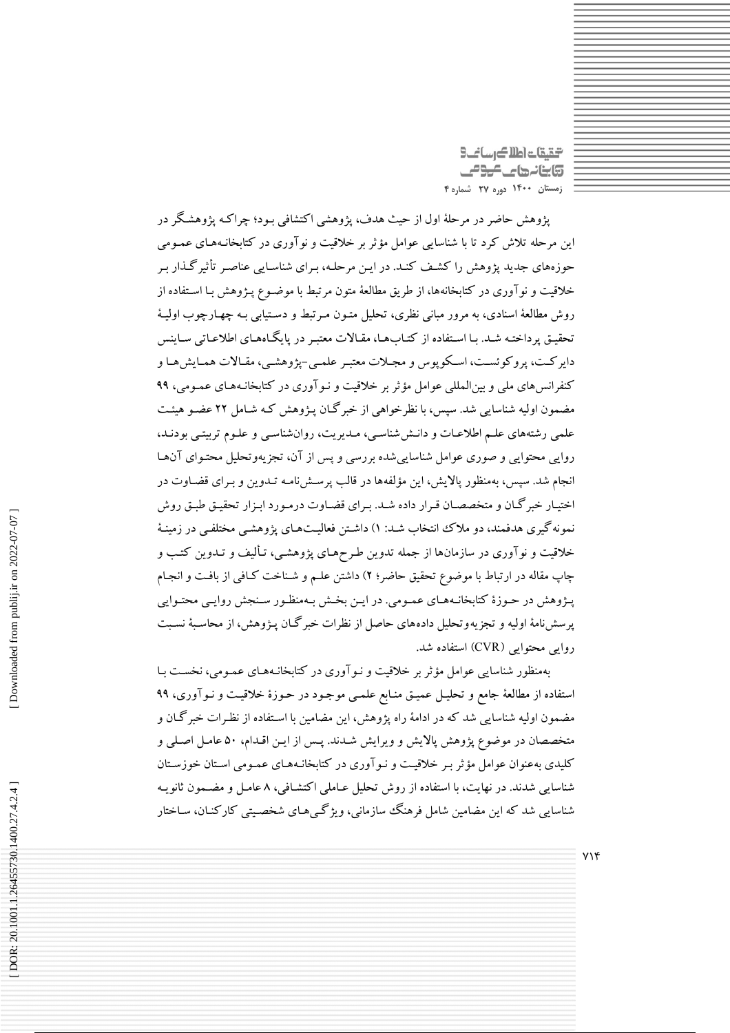پژوهش حاضر در مرحلهٔ اول از حیث هدف، پژوهشی اکتشافی بود؛ چراکه پژوهشگر در این مرحله تلاش کرد تا با شناسایی عوامل مؤثر بر خلاقیت و نوآوری در کتابخانه‌های عمومی حوزه‌های جدید پژوهش را کشف کند. در این مرحله، برای شناسایی عناصر تأثیرگذار بر خلاقیت و نوآوری در کتابخانه‌ها، از طریق مطالعهٔ متون مرتبط با موضوع پژوهش با استفاده از روش مطالعهٔ اسنادی، به مرور مبانی نظری، تحلیل متون مرتبط و دستیابی به چهارچوب اولیهٔ تحقیق پرداخته شد. با استفاده از کتاب‌ها، مقالات معتبر در پایگاه‌های اطلاعاتی ساینس دایرکت، پروکوئست، اسکوپوس و مجلات معتبر علمی-پژوهشی، مقالات همایش‌ها و کنفرانس‌های ملی و بین‌المللی عوامل مؤثر بر خلاقیت و نوآوری در کتابخانه‌های عمومی، ۹۹ مضمون اولیه شناسایی شد. سپس، با نظرخواهی از خبرگان پژوهش که شامل ۲۲ عضو هیئت علمی رشته‌های علم اطلاعات و دانش‌شناسی، مدیریت، روان‌شناسی و علوم تربیتی بودند، روایی محتوایی و صوری عوامل شناسایی‌شده بررسی و پس از آن، تجزیه‌وتحلیل محتوای آنها انجام شد. سپس، به‌منظور پالایش، این مؤلفه‌ها در قالب پرسش‌نامه تدوین و برای قضاوت در اختیار خبرگان و متخصصان قرار داده شد. برای قضاوت درمورد ابزار تحقیق طبق روش نمونه‌گیری هدفمند، دو ملاک انتخاب شد: ۱) داشتن فعالیت‌های پژوهشی مختلفی در زمینهٔ خلاقیت و نوآوری در سازمان‌ها از جمله تدوین طرح‌های پژوهشی، تألیف و تدوین کتب و چاپ مقاله در ارتباط با موضوع تحقیق حاضر؛ ۲) داشتن علم و شناخت کافی از بافت و انجام پژوهش در حوزهٔ کتابخانه‌های عمومی. در این بخش به‌منظور سنجش روایی محتوایی پرسش‌نامهٔ اولیه و تجزیه‌وتحلیل داده‌های حاصل از نظرات خبرگان پژوهش، از محاسبهٔ نسبت روایی محتوایی (CVR) استفاده شد.

به‌منظور شناسایی عوامل مؤثر بر خلاقیت و نوآوری در کتابخانه‌های عمومی، نخست با استفاده از مطالعهٔ جامع و تحلیل عمیق منابع علمی موجود در حوزهٔ خلاقیت و نوآوری، ۹۹ مضمون اولیه شناسایی شد که در ادامهٔ راه پژوهش، این مضامین با استفاده از نظرات خبرگان و متخصصان در موضوع پژوهش پالایش و ویرایش شدند. پس از این اقدام، ۵۰ عامل اصلی و کلیدی به‌عنوان عوامل مؤثر بر خلاقیت و نوآوری در کتابخانه‌های عمومی استان خوزستان شناسایی شدند. در نهایت، با استفاده از روش تحلیل عاملی اکتشافی، ۸ عامل و مضمون ثانویه شناسایی شد که این مضامین شامل فرهنگ سازمانی، ویژگی‌های شخصیتی کارکنان، ساختار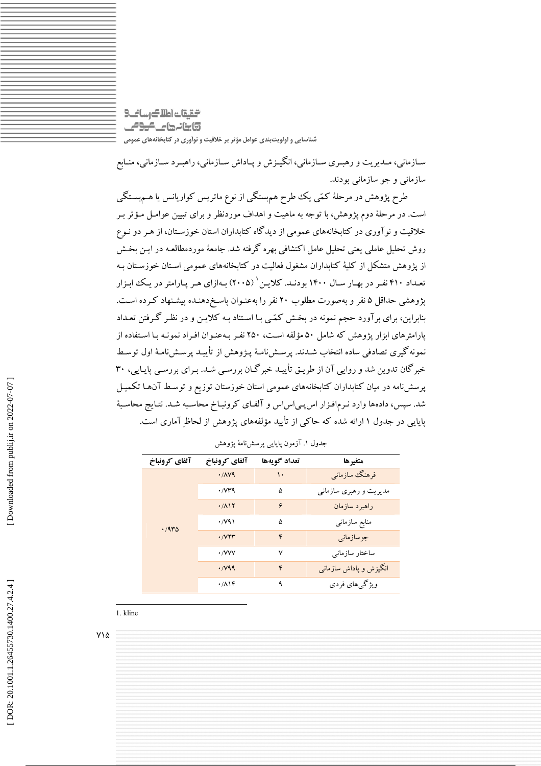سـازمانی، مـدیریت و رهبـری سـازمانی، انگیـزش و پـاداش سـازمانی، راهبـرد سـازمانی، منـابع سازمانی و جو سازمانی بودند.

طرح پژوهش در مرحلۀ کمّی یک طرح همبستگی از نوع ماتریس کواریانس یا هـم‌بسـتگی است. در مرحلۀ دوم پژوهش، با توجه به ماهیت و اهداف موردنظر و برای تبیین عوامـل مـؤثر بـر خلاقیت و نوآوری در کتابخانه‌های عمومی از دیدگاه کتابداران استان خوزسـتان، از هـر دو نـوع روش تحلیل عاملی یعنی تحلیل عامل اکتشافی بهره گرفته شد. جامعۀ موردمطالعـه در ایـن بخـش از پژوهش متشکل از کلیۀ کتابداران مشغول فعالیت در کتابخانه‌های عمومی اسـتان خوزسـتان بـه تعـداد ۴۱۰ نفـر در بهـار سـال ۱۴۰۰ بودنـد. کلایـن[1] (۲۰۰۵) بـه‌ازای هـر پـارامتر در یـک ابـزار پژوهشی حداقل ۵ نفر و به‌صورت مطلوب ۲۰ نفر را به‌عنوان پاسخ‌دهنده پیشنهاد کـرده اسـت. بنابراین، برای برآورد حجم نمونه در بخـش کمّـی بـا اسـتناد بـه کلایـن و در نظـر گـرفتن تعـداد پارامترهای ابزار پژوهش که شامل ۵۰ مؤلفه اسـت، ۲۵۰ نفـر بـه‌عنـوان افـراد نمونـه بـا اسـتفاده از نمونه‌گیری تصادفی ساده انتخاب شـدند. پرسـش‌نامـۀ پـژوهش از تأییـد پرسـش‌نامـۀ اول توسـط خبرگان تدوین شد و روایی آن از طریـق تأییـد خبرگـان بررسـی شـد. بـرای بررسـی پایـایی، ۳۰ پرسش‌نامه در میان کتابداران کتابخانه‌های عمومی استان خوزستان توزیع و توسـط آن‌هـا تکمیـل شد. سپس، داده‌ها وارد نـرم‌افـزار اس‌پـی‌اس‌اس و آلفـای کرونبـاخ محاسـبه شـد. نتـایج محاسـبۀ پایایی در جدول ۱ ارائه شده که حاکی از تأیید مؤلفه‌های پژوهش از لحاظِ آماری است.

جدول ۱. آزمون پایایی پرسش‌نامۀ پژوهش

| متغیرها | تعداد گویه‌ها | آلفای کرونباخ | آلفای کرونباخ |
|---|---|---|---|
| فرهنگ سازمانی | ۱۰ | ۰/۸۷۹ | ۰/۹۳۵ |
| مدیریت و رهبری سازمانی | ۵ | ۰/۷۳۹ | |
| راهبرد سازمان | ۶ | ۰/۸۱۲ | |
| منابع سازمانی | ۵ | ۰/۷۹۱ | |
| جوسازمانی | ۴ | ۰/۷۲۳ | |
| ساختار سازمانی | ۷ | ۰/۷۷۷ | |
| انگیزش و پاداش سازمانی | ۴ | ۰/۷۹۹ | |
| ویژگی‌های فردی | ۹ | ۰/۸۱۴ | |

1. kline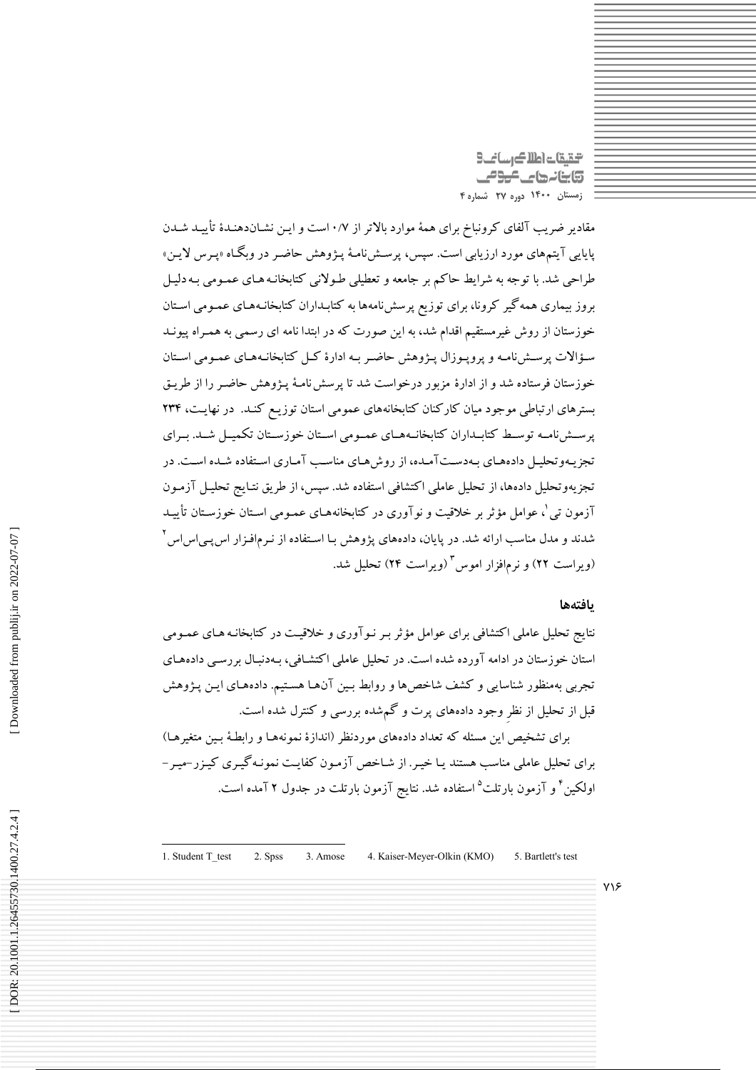مقادیر ضریب آلفای کرونباخ برای همهٔ موارد بالاتر از ۰/۷ است و این نشان‌دهندهٔ تأیید شدن پایایی آیتم‌های مورد ارزیابی است. سپس، پرسش‌نامهٔ پژوهش حاضر در وبگاه «پرس لاین» طراحی شد. با توجه به شرایط حاکم بر جامعه و تعطیلی طولانی کتابخانه‌های عمومی به‌دلیل بروز بیماری همه‌گیر کرونا، برای توزیع پرسش‌نامه‌ها به کتابداران کتابخانه‌های عمومی استان خوزستان از روش غیرمستقیم اقدام شد، به این صورت که در ابتدا نامه ای رسمی به همراه پیوند سؤالات پرسش‌نامه و پروپوزال پژوهش حاضر به ادارهٔ کل کتابخانه‌های عمومی استان خوزستان فرستاده شد و از ادارهٔ مزبور درخواست شد تا پرسش‌نامهٔ پژوهش حاضر را از طریق بسترهای ارتباطی موجود میان کارکنان کتابخانه‌های عمومی استان توزیع کند. در نهایت، ۲۳۴ پرسش‌نامه توسط کتابداران کتابخانه‌های عمومی استان خوزستان تکمیل شد. برای تجزیه‌وتحلیل داده‌های به‌دست‌آمده، از روش‌های مناسب آماری استفاده شده است. در تجزیه‌وتحلیل داده‌ها، از تحلیل عاملی اکتشافی استفاده شد. سپس، از طریق نتایج تحلیل آزمون آزمون تی[1]، عوامل مؤثر بر خلاقیت و نوآوری در کتابخانه‌های عمومی استان خوزستان تأیید شدند و مدل مناسب ارائه شد. در پایان، داده‌های پژوهش با استفاده از نرم‌افزار اس‌پی‌اس‌اس[2] (ویراست ۲۲) و نرم‌افزار اموس[3] (ویراست ۲۴) تحلیل شد.

## یافته‌ها

نتایج تحلیل عاملی اکتشافی برای عوامل مؤثر بر نوآوری و خلاقیت در کتابخانه‌های عمومی استان خوزستان در ادامه آورده شده است. در تحلیل عاملی اکتشافی، به‌دنبال بررسی داده‌های تجربی به‌منظور شناسایی و کشف شاخص‌ها و روابط بین آن‌ها هستیم. داده‌های این پژوهش قبل از تحلیل از نظرِ وجود داده‌های پرت و گم‌شده بررسی و کنترل شده است.

برای تشخیص این مسئله که تعداد داده‌های موردنظر (اندازهٔ نمونه‌ها و رابطهٔ بین متغیرها) برای تحلیل عاملی مناسب هستند یا خیر. از شاخص آزمون کفایت نمونه‌گیری کیزر-میر-اولکین[4] و آزمون بارتلت[5] استفاده شد. نتایج آزمون بارتلت در جدول ۲ آمده است.

---

1. Student T_test 2. Spss 3. Amose 4. Kaiser-Meyer-Olkin (KMO) 5. Bartlett's test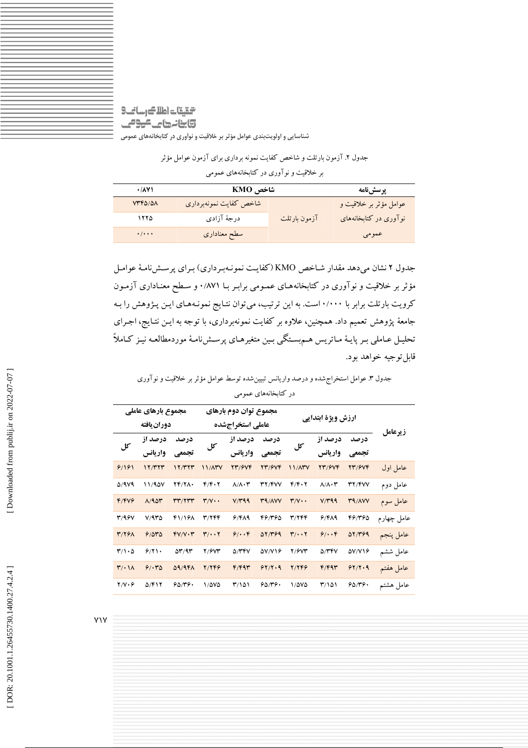جدول ۲. آزمون بارتلت و شاخص کفایت نمونه برداری برای آزمون عوامل مؤثر بر خلاقیت و نوآوری در کتابخانه‌های عمومی

| پرسش‌نامه | شاخص KMO | | ۰/۸۷۱ |
|---|---|---|---|
| عوامل مؤثر بر خلاقیت و نوآوری در کتابخانه‌های عمومی | آزمون بارتلت | شاخص کفایت نمونه‌برداری | ۷۳۴۵/۵۸ |
| | | درجهٔ آزادی | ۱۲۲۵ |
| | | سطح معناداری | ۰/۰۰۰ |

جدول ۲ نشان می‌دهد مقدار شاخص KMO (کفایت نمونه‌برداری) برای پرسش‌نامهٔ عوامل مؤثر بر خلاقیت و نوآوری در کتابخانه‌های عمومی برابر با ۰/۸۷۱ و سطح معناداری آزمون کرویت بارتلت برابر با ۰/۰۰۰ است. به این ترتیب، می‌توان نتایج نمونه‌های این پژوهش را به جامعهٔ پژوهش تعمیم داد. همچنین، علاوه بر کفایت نمونه‌برداری، با توجه به این نتایج، اجرای تحلیل عاملی بر پایهٔ ماتریس هم‌بستگی بین متغیرهای پرسش‌نامهٔ موردمطالعه نیز کاملاً قابل‌توجیه خواهد بود.

جدول ۳. عوامل استخراج‌شده و درصد واریانس تبیین‌شده توسط عوامل مؤثر بر خلاقیت و نوآوری در کتابخانه‌های عمومی

| زیرعامل | ارزش ویژهٔ ابتدایی | | | مجموع توان دوم بارهای عاملی استخراج‌شده | | | مجموع بارهای عاملی دوران‌یافته | | |
|---|---|---|---|---|---|---|---|---|---|
| | درصد تجمعی | درصد از واریانس | کل | درصد تجمعی | درصد از واریانس | کل | درصد تجمعی | درصد از واریانس | کل |
| عامل اول | ۲۳/۶۷۴ | ۲۳/۶۷۴ | ۱۱/۸۳۷ | ۲۳/۶۷۴ | ۲۳/۶۷۴ | ۱۱/۸۳۷ | ۱۲/۳۲۳ | ۱۲/۳۲۳ | ۶/۱۶۱ |
| عامل دوم | ۳۲/۴۷۷ | ۸/۸۰۳ | ۴/۴۰۲ | ۳۲/۴۷۷ | ۸/۸۰۳ | ۴/۴۰۲ | ۲۴/۲۸۰ | ۱۱/۹۵۷ | ۵/۹۷۹ |
| عامل سوم | ۳۹/۸۷۷ | ۷/۳۹۹ | ۳/۷۰۰ | ۳۹/۸۷۷ | ۷/۳۹۹ | ۳/۷۰۰ | ۳۳/۲۳۳ | ۸/۹۵۳ | ۴/۴۷۶ |
| عامل چهارم | ۴۶/۳۶۵ | ۶/۴۸۹ | ۳/۲۴۴ | ۴۶/۳۶۵ | ۶/۴۸۹ | ۳/۲۴۴ | ۴۱/۱۶۸ | ۷/۹۳۵ | ۳/۹۶۷ |
| عامل پنجم | ۵۲/۳۶۹ | ۶/۰۰۴ | ۳/۰۰۲ | ۵۲/۳۶۹ | ۶/۰۰۴ | ۳/۰۰۲ | ۴۷/۷۰۳ | ۶/۵۳۵ | ۳/۲۶۸ |
| عامل ششم | ۵۷/۷۱۶ | ۵/۳۴۷ | ۲/۶۷۳ | ۵۷/۷۱۶ | ۵/۳۴۷ | ۲/۶۷۳ | ۵۳/۹۳ | ۶/۲۱۰ | ۳/۱۰۵ |
| عامل هفتم | ۶۲/۲۰۹ | ۴/۴۹۳ | ۲/۲۴۶ | ۶۲/۲۰۹ | ۴/۴۹۳ | ۲/۲۴۶ | ۵۹/۹۴۸ | ۶/۰۳۵ | ۳/۰۱۸ |
| عامل هشتم | ۶۵/۳۶۰ | ۳/۱۵۱ | ۱/۵۷۵ | ۶۵/۳۶۰ | ۳/۱۵۱ | ۱/۵۷۵ | ۶۵/۳۶۰ | ۵/۴۱۲ | ۲/۷۰۶ |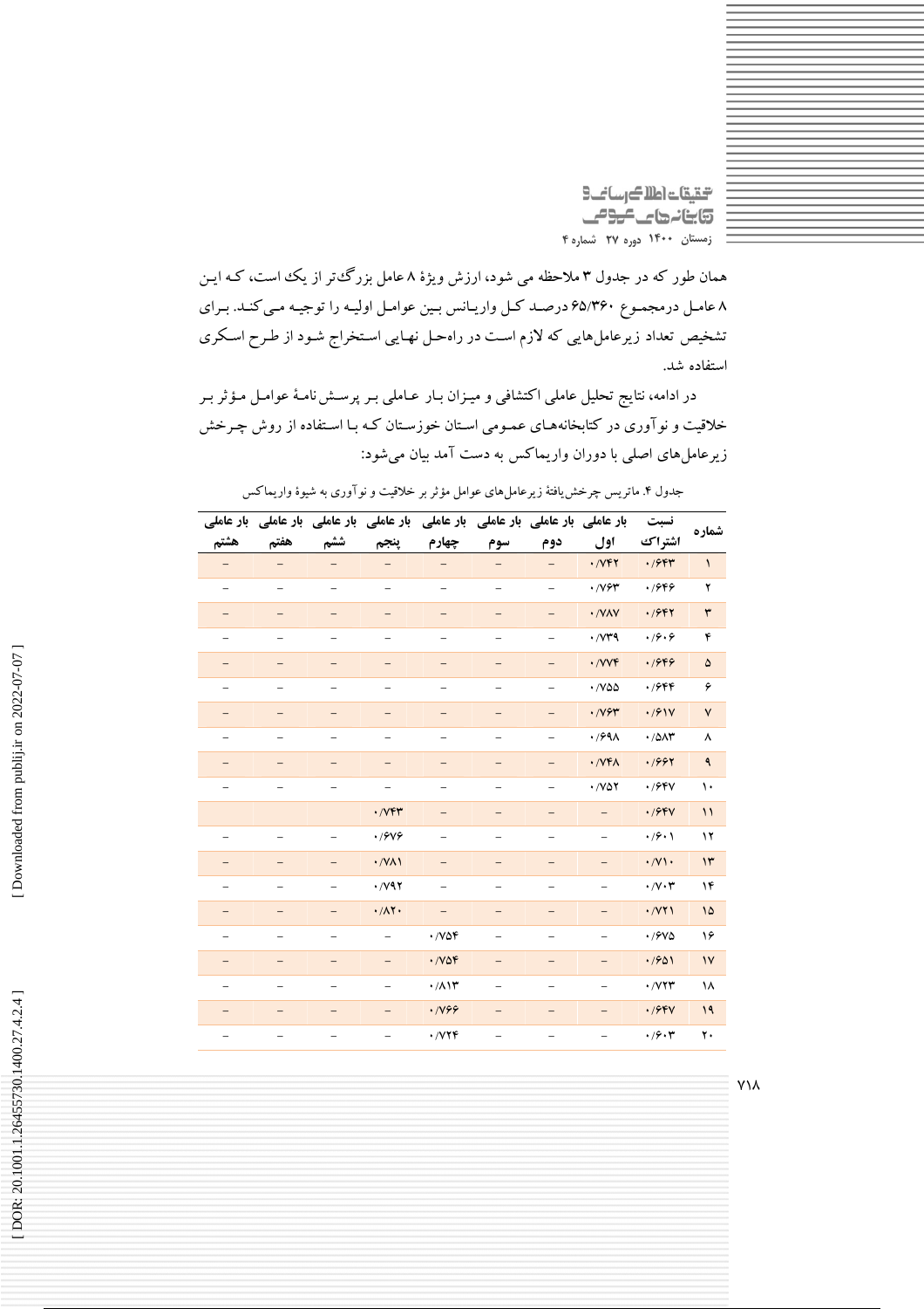همان طور که در جدول ۳ ملاحظه می شود، ارزش ویژهٔ ۸ عامل بزرگ‌تر از یک است، که ایـن ۸ عامـل درمجمـوع ۶۵/۳۶۰ درصـد کـل واریـانس بـین عوامـل اولیـه را توجیـه مـی‌کنـد. بـرای تشخیص تعداد زیرعامل‌هایی که لازم است در راه‌حـل نهـایی اسـتخراج شـود از طـرح اسـکری استفاده شد.

در ادامه، نتایج تحلیل عاملی اکتشافی و میـزان بـار عـاملی بـر پرسـش‌نامـهٔ عوامـل مـؤثر بـر خلاقیت و نوآوری در کتابخانه‌هـای عمـومی اسـتان خوزسـتان کـه بـا اسـتفاده از روش چـرخش زیرعامل‌های اصلی با دوران واریماکس به دست آمد بیان می‌شود:

جدول ۴. ماتریس چرخش‌یافتهٔ زیرعامل‌های عوامل مؤثر بر خلاقیت و نوآوری به شیوهٔ واریماکس

| شماره | نسبت اشتراک | بار عاملی اول | بار عاملی دوم | بار عاملی سوم | بار عاملی چهارم | بار عاملی پنجم | بار عاملی ششم | بار عاملی هفتم | بار عاملی هشتم |
|---|---|---|---|---|---|---|---|---|---|
| ۱ | ۰/۶۴۳ | ۰/۷۴۲ | – | – | – | – | – | – | – |
| ۲ | ۰/۶۴۶ | ۰/۷۶۳ | – | – | – | – | – | – | – |
| ۳ | ۰/۶۴۲ | ۰/۷۸۷ | – | – | – | – | – | – | – |
| ۴ | ۰/۶۰۶ | ۰/۷۳۹ | – | – | – | – | – | – | – |
| ۵ | ۰/۶۴۶ | ۰/۷۷۴ | – | – | – | – | – | – | – |
| ۶ | ۰/۶۴۴ | ۰/۷۵۵ | – | – | – | – | – | – | – |
| ۷ | ۰/۶۱۷ | ۰/۷۶۳ | – | – | – | – | – | – | – |
| ۸ | ۰/۵۸۳ | ۰/۶۹۸ | – | – | – | – | – | – | – |
| ۹ | ۰/۶۶۲ | ۰/۷۴۸ | – | – | – | – | – | – | – |
| ۱۰ | ۰/۶۴۷ | ۰/۷۵۲ | – | – | – | – | – | – | – |
| ۱۱ | ۰/۶۴۷ | – | – | – | – | ۰/۷۴۳ | | | |
| ۱۲ | ۰/۶۰۱ | – | – | – | – | ۰/۶۷۶ | – | – | – |
| ۱۳ | ۰/۷۱۰ | – | – | – | – | ۰/۷۸۱ | – | – | – |
| ۱۴ | ۰/۷۰۳ | – | – | – | – | ۰/۷۹۲ | – | – | – |
| ۱۵ | ۰/۷۲۱ | – | – | – | – | ۰/۸۲۰ | – | – | – |
| ۱۶ | ۰/۶۷۵ | – | – | – | ۰/۷۵۴ | – | – | – | – |
| ۱۷ | ۰/۶۵۱ | – | – | – | ۰/۷۵۴ | – | – | – | – |
| ۱۸ | ۰/۷۲۳ | – | – | – | ۰/۸۱۳ | – | – | – | – |
| ۱۹ | ۰/۶۴۷ | – | – | – | ۰/۷۶۶ | – | – | – | – |
| ۲۰ | ۰/۶۰۳ | – | – | – | ۰/۷۲۴ | – | – | – | – |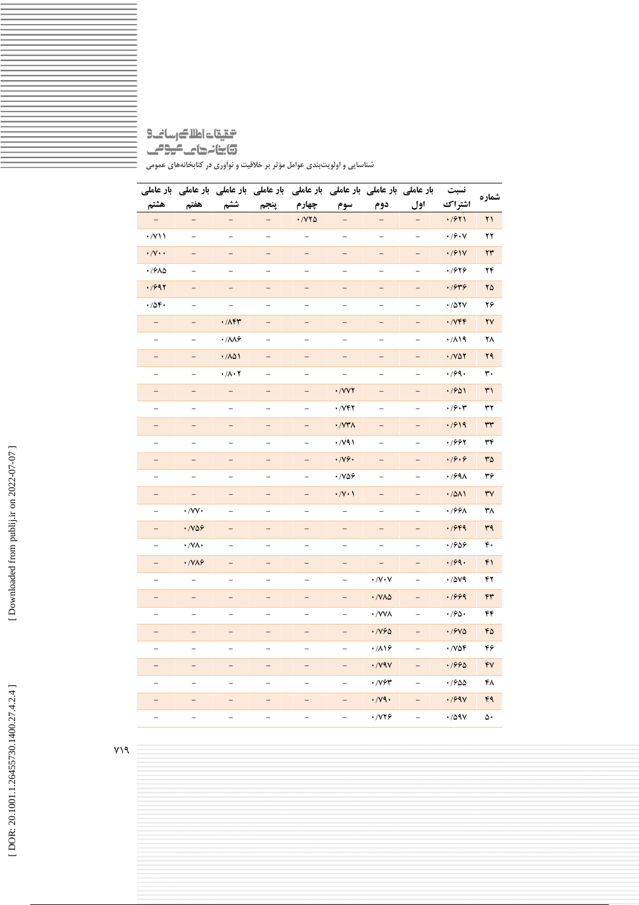| شماره | نسبت اشتراک | بار عاملی اول | بار عاملی دوم | بار عاملی سوم | بار عاملی چهارم | بار عاملی پنجم | بار عاملی ششم | بار عاملی هفتم | بار عاملی هشتم |
|---|---|---|---|---|---|---|---|---|---|
| ۲۱ | ۰/۶۲۱ | – | – | – | ۰/۷۲۵ | – | – | – | – |
| ۲۲ | ۰/۶۰۷ | – | – | – | – | – | – | – | ۰/۷۱۱ |
| ۲۳ | ۰/۶۱۷ | – | – | – | – | – | – | – | ۰/۷۰۰ |
| ۲۴ | ۰/۶۲۶ | – | – | – | – | – | – | – | ۰/۶۸۵ |
| ۲۵ | ۰/۶۳۶ | – | – | – | – | – | – | – | ۰/۶۹۲ |
| ۲۶ | ۰/۵۲۷ | – | – | – | – | – | – | – | ۰/۵۴۰ |
| ۲۷ | ۰/۷۴۴ | – | – | – | – | – | ۰/۸۴۳ | – | – |
| ۲۸ | ۰/۸۱۹ | – | – | – | – | – | ۰/۸۸۶ | – | – |
| ۲۹ | ۰/۷۵۲ | – | – | – | – | – | ۰/۸۵۱ | – | – |
| ۳۰ | ۰/۶۹۰ | – | – | – | – | – | ۰/۸۰۲ | – | – |
| ۳۱ | ۰/۶۵۱ | – | – | ۰/۷۷۲ | – | – | – | – | – |
| ۳۲ | ۰/۶۰۳ | – | – | ۰/۷۴۲ | – | – | – | – | – |
| ۳۳ | ۰/۶۱۹ | – | – | ۰/۷۳۸ | – | – | – | – | – |
| ۳۴ | ۰/۶۶۲ | – | – | ۰/۷۹۱ | – | – | – | – | – |
| ۳۵ | ۰/۶۰۶ | – | – | ۰/۷۶۰ | – | – | – | – | – |
| ۳۶ | ۰/۶۹۸ | – | – | ۰/۷۵۶ | – | – | – | – | – |
| ۳۷ | ۰/۵۸۱ | – | – | ۰/۷۰۱ | – | – | – | – | – |
| ۳۸ | ۰/۶۶۸ | – | – | – | – | – | – | ۰/۷۷۰ | – |
| ۳۹ | ۰/۶۴۹ | – | – | – | – | – | – | ۰/۷۵۶ | – |
| ۴۰ | ۰/۶۵۶ | – | – | – | – | – | – | ۰/۷۸۰ | – |
| ۴۱ | ۰/۶۹۰ | – | – | – | – | – | – | ۰/۷۸۶ | – |
| ۴۲ | ۰/۵۷۹ | – | ۰/۷۰۷ | – | – | – | – | – | – |
| ۴۳ | ۰/۶۶۹ | – | ۰/۷۸۵ | – | – | – | – | – | – |
| ۴۴ | ۰/۶۵۰ | – | ۰/۷۷۸ | – | – | – | – | – | – |
| ۴۵ | ۰/۶۷۵ | – | ۰/۷۶۵ | – | – | – | – | – | – |
| ۴۶ | ۰/۷۵۴ | – | ۰/۸۱۶ | – | – | – | – | – | – |
| ۴۷ | ۰/۶۶۵ | – | ۰/۷۹۷ | – | – | – | – | – | – |
| ۴۸ | ۰/۶۵۵ | – | ۰/۷۶۳ | – | – | – | – | – | – |
| ۴۹ | ۰/۶۹۷ | – | ۰/۷۹۰ | – | – | – | – | – | – |
| ۵۰ | ۰/۵۹۷ | – | ۰/۷۲۶ | – | – | – | – | – | – |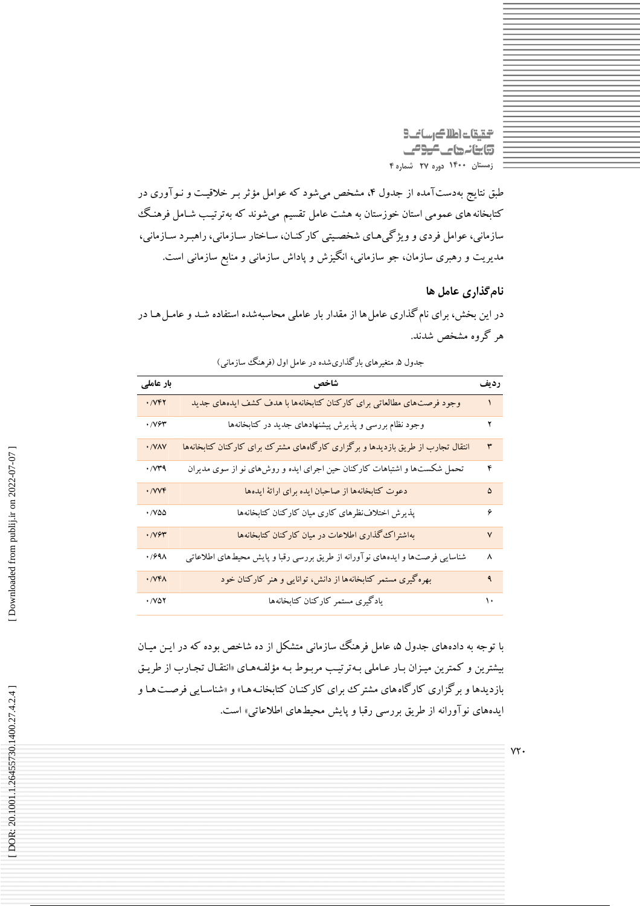طبق نتایج به‌دست‌آمده از جدول ۴، مشخص می‌شود که عوامل مؤثر بر خلاقیت و نوآوری در کتابخانه‌های عمومی استان خوزستان به هشت عامل تقسیم می‌شوند که به‌ترتیب شامل فرهنگ سازمانی، عوامل فردی و ویژگی‌های شخصیتی کارکنان، ساختار سازمانی، راهبرد سازمانی، مدیریت و رهبری سازمان، جو سازمانی، انگیزش و پاداش سازمانی و منابع سازمانی است.

### نام‌گذاری عامل ها

در این بخش، برای نام‌گذاری عامل‌ها از مقدار بار عاملی محاسبه‌شده استفاده شد و عامل‌ها در هر گروه مشخص شدند.

جدول ۵. متغیرهای بارگذاری‌شده در عامل اول (فرهنگ سازمانی)

| ردیف | شاخص | بار عاملی |
|---|---|---|
| ۱ | وجود فرصت‌های مطالعاتی برای کارکنان کتابخانه‌ها با هدف کشف ایده‌های جدید | ۰/۷۴۲ |
| ۲ | وجود نظام بررسی و پذیرش پیشنهادهای جدید در کتابخانه‌ها | ۰/۷۶۳ |
| ۳ | انتقال تجارب از طریق بازدیدها و برگزاری کارگاه‌های مشترک برای کارکنان کتابخانه‌ها | ۰/۷۸۷ |
| ۴ | تحمل شکست‌ها و اشتباهات کارکنان حین اجرای ایده و روش‌های نو از سوی مدیران | ۰/۷۳۹ |
| ۵ | دعوت کتابخانه‌ها از صاحبان ایده برای ارائهٔ ایده‌ها | ۰/۷۷۴ |
| ۶ | پذیرش اختلاف‌نظرهای کاری میان کارکنان کتابخانه‌ها | ۰/۷۵۵ |
| ۷ | به‌اشتراک‌گذاری اطلاعات در میان کارکنان کتابخانه‌ها | ۰/۷۶۳ |
| ۸ | شناسایی فرصت‌ها و ایده‌های نوآورانه از طریق بررسی رقبا و پایش محیط‌های اطلاعاتی | ۰/۶۹۸ |
| ۹ | بهره‌گیری مستمر کتابخانه‌ها از دانش، توانایی و هنر کارکنان خود | ۰/۷۴۸ |
| ۱۰ | یادگیری مستمر کارکنان کتابخانه‌ها | ۰/۷۵۲ |

با توجه به داده‌های جدول ۵، عامل فرهنگ سازمانی متشکل از ده شاخص بوده که در این میان بیشترین و کمترین میزان بار عاملی به‌ترتیب مربوط به مؤلفه‌های «انتقال تجارب از طریق بازدیدها و برگزاری کارگاه‌های مشترک برای کارکنان کتابخانه‌ها» و «شناسایی فرصت‌ها و ایده‌های نوآورانه از طریق بررسی رقبا و پایش محیط‌های اطلاعاتی» است.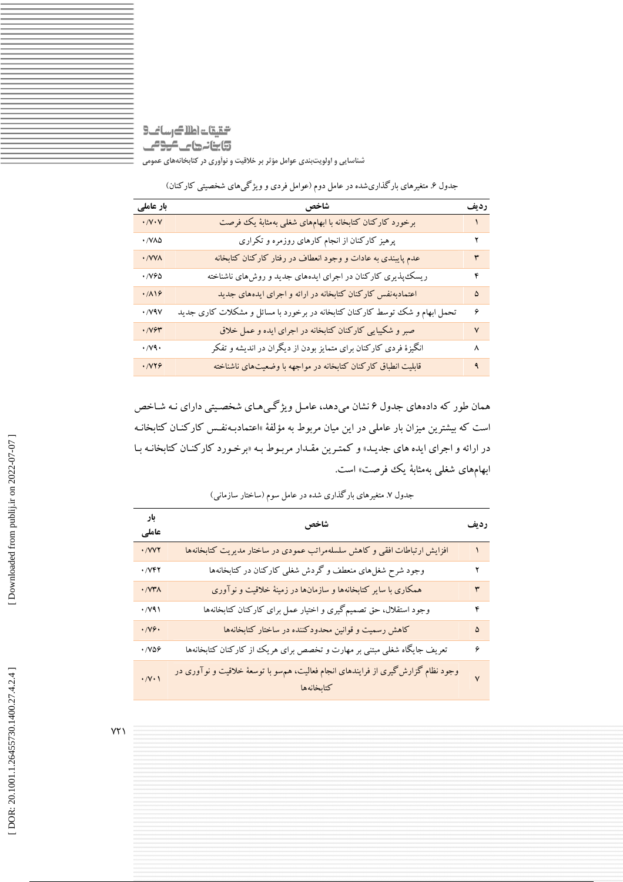جدول ۶. متغیرهای بارگذاری‌شده در عامل دوم (عوامل فردی و ویژگی‌های شخصیتی کارکنان)

| ردیف | شاخص | بار عاملی |
| --- | --- | --- |
| ۱ | برخورد کارکنان کتابخانه با ابهام‌های شغلی به‌مثابهٔ یک فرصت | ۰/۷۰۷ |
| ۲ | پرهیز کارکنان از انجام کارهای روزمره و تکراری | ۰/۷۸۵ |
| ۳ | عدم پایبندی به عادات و وجود انعطاف در رفتار کارکنان کتابخانه | ۰/۷۷۸ |
| ۴ | ریسک‌پذیری کارکنان در اجرای ایده‌های جدید و روش‌های ناشناخته | ۰/۷۶۵ |
| ۵ | اعتمادبه‌نفس کارکنان کتابخانه در ارائه و اجرای ایده‌های جدید | ۰/۸۱۶ |
| ۶ | تحمل ابهام و شک توسط کارکنان کتابخانه در برخورد با مسائل و مشکلات کاری جدید | ۰/۷۹۷ |
| ۷ | صبر و شکیبایی کارکنان کتابخانه در اجرای ایده و عمل خلاق | ۰/۷۶۳ |
| ۸ | انگیزهٔ فردی کارکنان برای متمایز بودن از دیگران در اندیشه و تفکر | ۰/۷۹۰ |
| ۹ | قابلیت انطباق کارکنان کتابخانه در مواجهه با وضعیت‌های ناشناخته | ۰/۷۲۶ |

همان طور که داده‌های جدول ۶ نشان می‌دهد، عامل ویژگی‌های شخصیتی دارای نه شاخص است که بیشترین میزان بار عاملی در این میان مربوط به مؤلفهٔ «اعتمادبه‌نفس کارکنان کتابخانه در ارائه و اجرای ایده های جدید» و کمترین مقدار مربوط به «برخورد کارکنان کتابخانه با ابهام‌های شغلی به‌مثابهٔ یک فرصت» است.

جدول ۷. متغیرهای بارگذاری شده در عامل سوم (ساختار سازمانی)

| ردیف | شاخص | بار عاملی |
| --- | --- | --- |
| ۱ | افزایش ارتباطات افقی و کاهش سلسله‌مراتب عمودی در ساختار مدیریت کتابخانه‌ها | ۰/۷۷۲ |
| ۲ | وجود شرح شغل‌های منعطف و گردش شغلی کارکنان در کتابخانه‌ها | ۰/۷۴۲ |
| ۳ | همکاری با سایر کتابخانه‌ها و سازمان‌ها در زمینهٔ خلاقیت و نوآوری | ۰/۷۳۸ |
| ۴ | وجود استقلال، حق تصمیم‌گیری و اختیار عمل برای کارکنان کتابخانه‌ها | ۰/۷۹۱ |
| ۵ | کاهش رسمیت و قوانین محدودکننده در ساختار کتابخانه‌ها | ۰/۷۶۰ |
| ۶ | تعریف جایگاه شغلی مبتنی بر مهارت و تخصص برای هریک از کارکنان کتابخانه‌ها | ۰/۷۵۶ |
| ۷ | وجود نظام گزارش‌گیری از فرایندهای انجام فعالیت، هم‌سو با توسعهٔ خلاقیت و نوآوری در کتابخانه‌ها | ۰/۷۰۱ |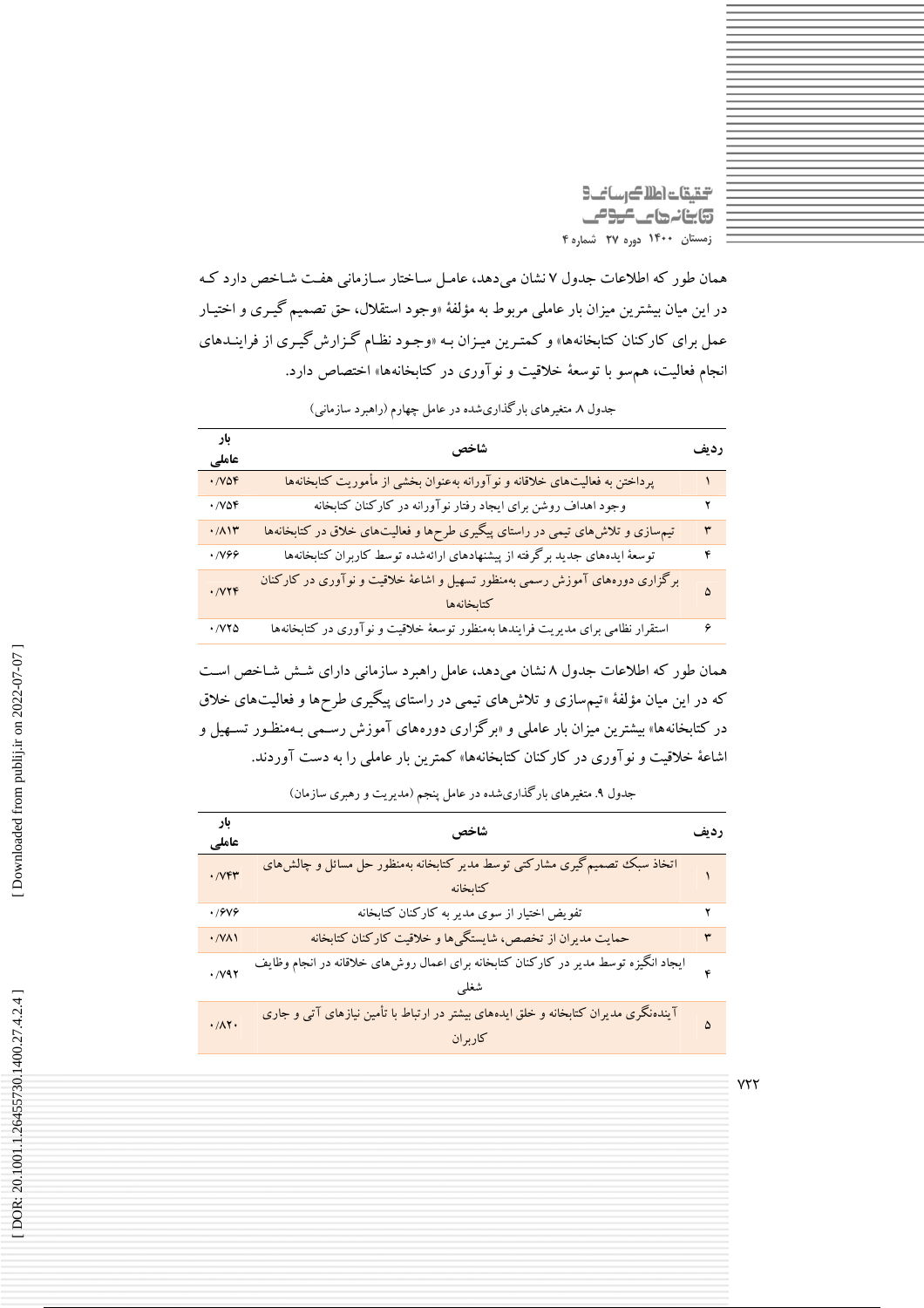همان طور که اطلاعات جدول ۷ نشان می‌دهد، عامل ساختار سازمانی هفت شاخص دارد که در این میان بیشترین میزان بار عاملی مربوط به مؤلفهٔ «وجود استقلال، حق تصمیم گیری و اختیار عمل برای کارکنان کتابخانه‌ها» و کمترین میزان به «وجود نظام گزارش‌گیری از فرایندهای انجام فعالیت، هم‌سو با توسعهٔ خلاقیت و نوآوری در کتابخانه‌ها» اختصاص دارد.

جدول ۸. متغیرهای بارگذاری‌شده در عامل چهارم (راهبرد سازمانی)

| ردیف | شاخص | بار عاملی |
|---|---|---|
| ۱ | پرداختن به فعالیت‌های خلاقانه و نوآورانه به‌عنوان بخشی از مأموریت کتابخانه‌ها | ۰/۷۵۴ |
| ۲ | وجود اهداف روشن برای ایجاد رفتار نوآورانه در کارکنان کتابخانه | ۰/۷۵۴ |
| ۳ | تیم‌سازی و تلاش‌های تیمی در راستای پیگیری طرح‌ها و فعالیت‌های خلاق در کتابخانه‌ها | ۰/۸۱۳ |
| ۴ | توسعهٔ ایده‌های جدید برگرفته از پیشنهادهای ارائه‌شده توسط کاربران کتابخانه‌ها | ۰/۷۶۶ |
| ۵ | برگزاری دوره‌های آموزش رسمی به‌منظور تسهیل و اشاعهٔ خلاقیت و نوآوری در کارکنان کتابخانه‌ها | ۰/۷۲۴ |
| ۶ | استقرار نظامی برای مدیریت فرایندها به‌منظور توسعهٔ خلاقیت و نوآوری در کتابخانه‌ها | ۰/۷۲۵ |

همان طور که اطلاعات جدول ۸ نشان می‌دهد، عامل راهبرد سازمانی دارای شش شاخص است که در این میان مؤلفهٔ «تیم‌سازی و تلاش‌های تیمی در راستای پیگیری طرح‌ها و فعالیت‌های خلاق در کتابخانه‌ها» بیشترین میزان بار عاملی و «برگزاری دوره‌های آموزش رسمی به‌منظور تسهیل و اشاعهٔ خلاقیت و نوآوری در کارکنان کتابخانه‌ها» کمترین بار عاملی را به دست آوردند.

جدول ۹. متغیرهای بارگذاری‌شده در عامل پنجم (مدیریت و رهبری سازمان)

| ردیف | شاخص | بار عاملی |
|---|---|---|
| ۱ | اتخاذ سبک تصمیم‌گیری مشارکتی توسط مدیر کتابخانه به‌منظور حل مسائل و چالش‌های کتابخانه | ۰/۷۴۳ |
| ۲ | تفویض اختیار از سوی مدیر به کارکنان کتابخانه | ۰/۶۷۶ |
| ۳ | حمایت مدیران از تخصص، شایستگی‌ها و خلاقیت کارکنان کتابخانه | ۰/۷۸۱ |
| ۴ | ایجاد انگیزه توسط مدیر در کارکنان کتابخانه برای اعمال روش‌های خلاقانه در انجام وظایف شغلی | ۰/۷۹۲ |
| ۵ | آینده‌نگری مدیران کتابخانه و خلق ایده‌های بیشتر در ارتباط با تأمین نیازهای آتی و جاری کاربران | ۰/۸۲۰ |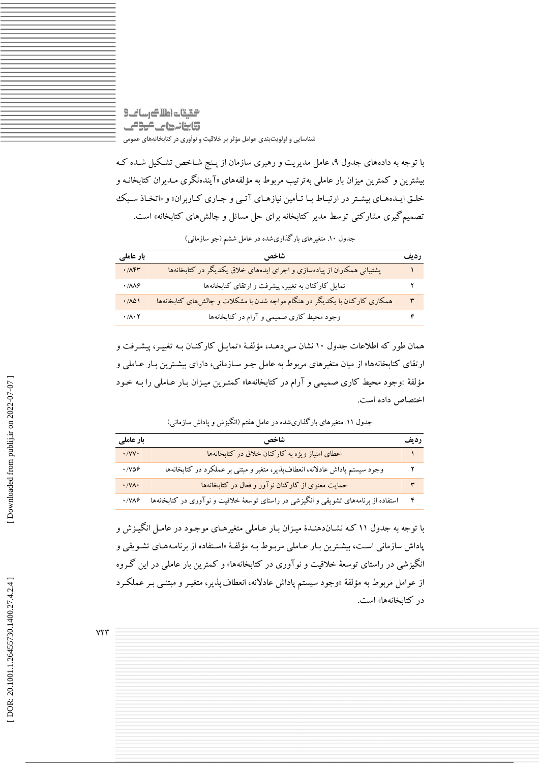با توجه به داده‌های جدول ۹، عامل مدیریت و رهبری سازمان از پنج شاخص تشکیل شده که بیشترین و کمترین میزان بار عاملی به‌ترتیب مربوط به مؤلفه‌های «آینده‌نگری مدیران کتابخانه و خلق ایده‌های بیشتر در ارتباط با تأمین نیازهای آتی و جاری کاربران» و «اتخاذ سبک تصمیم‌گیری مشارکتی توسط مدیر کتابخانه برای حل مسائل و چالش‌های کتابخانه» است.

جدول ۱۰. متغیرهای بارگذاری‌شده در عامل ششم (جو سازمانی)

| ردیف | شاخص | بار عاملی |
|---|---|---|
| ۱ | پشتیبانی همکاران از پیاده‌سازی و اجرای ایده‌های خلاق یکدیگر در کتابخانه‌ها | ۰/۸۴۳ |
| ۲ | تمایل کارکنان به تغییر، پیشرفت و ارتقای کتابخانه‌ها | ۰/۸۸۶ |
| ۳ | همکاری کارکنان با یکدیگر در هنگام مواجه شدن با مشکلات و چالش‌های کتابخانه‌ها | ۰/۸۵۱ |
| ۴ | وجود محیط کاری صمیمی و آرام در کتابخانه‌ها | ۰/۸۰۲ |

همان طور که اطلاعات جدول ۱۰ نشان می‌دهد، مؤلفهٔ «تمایل کارکنان به تغییر، پیشرفت و ارتقای کتابخانه‌ها» از میان متغیرهای مربوط به عامل جو سازمانی، دارای بیشترین بار عاملی و مؤلفهٔ «وجود محیط کاری صمیمی و آرام در کتابخانه‌ها» کمترین میزان بار عاملی را به خود اختصاص داده است.

جدول ۱۱. متغیرهای بارگذاری‌شده در عامل هفتم (انگیزش و پاداش سازمانی)

| ردیف | شاخص | بار عاملی |
|---|---|---|
| ۱ | اعطای امتیاز ویژه به کارکنان خلاق در کتابخانه‌ها | ۰/۷۷۰ |
| ۲ | وجود سیستم پاداش عادلانه، انعطاف‌پذیر، متغیر و مبتنی بر عملکرد در کتابخانه‌ها | ۰/۷۵۶ |
| ۳ | حمایت معنوی از کارکنان نوآور و فعال در کتابخانه‌ها | ۰/۷۸۰ |
| ۴ | استفاده از برنامه‌های تشویقی و انگیزشی در راستای توسعهٔ خلاقیت و نوآوری در کتابخانه‌ها | ۰/۷۸۶ |

با توجه به جدول ۱۱ که نشان‌دهندهٔ میزان بار عاملی متغیرهای موجود در عامل انگیزش و پاداش سازمانی است، بیشترین بار عاملی مربوط به مؤلفهٔ «استفاده از برنامه‌های تشویقی و انگیزشی در راستای توسعهٔ خلاقیت و نوآوری در کتابخانه‌ها» و کمترین بار عاملی در این گروه از عوامل مربوط به مؤلفهٔ «وجود سیستم پاداش عادلانه، انعطاف‌پذیر، متغیر و مبتنی بر عملکرد در کتابخانه‌ها» است.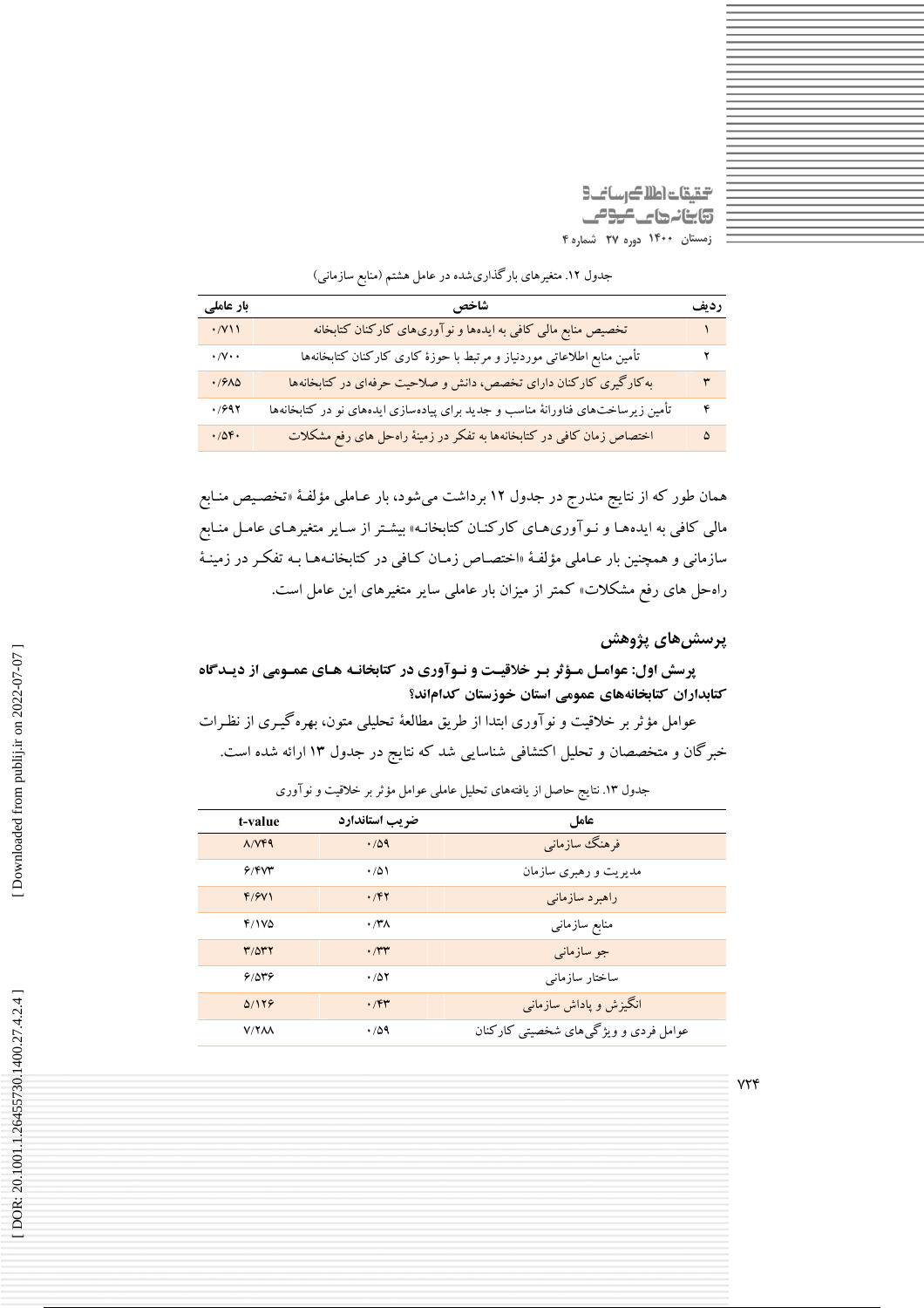جدول ۱۲. متغیرهای بارگذاری‌شده در عامل هشتم (منابع سازمانی)

| ردیف | شاخص | بار عاملی |
|---|---|---|
| ۱ | تخصیص منابع مالی کافی به ایده‌ها و نوآوری‌های کارکنان کتابخانه | ۰/۷۱۱ |
| ۲ | تأمین منابع اطلاعاتی موردنیاز و مرتبط با حوزهٔ کاری کارکنان کتابخانه‌ها | ۰/۷۰۰ |
| ۳ | به‌کارگیری کارکنان دارای تخصص، دانش و صلاحیت حرفه‌ای در کتابخانه‌ها | ۰/۶۸۵ |
| ۴ | تأمین زیرساخت‌های فناورانهٔ مناسب و جدید برای پیاده‌سازی ایده‌های نو در کتابخانه‌ها | ۰/۶۹۲ |
| ۵ | اختصاص زمان کافی در کتابخانه‌ها به تفکر در زمینهٔ راه‌حل های رفع مشکلات | ۰/۵۴۰ |

همان طور که از نتایج مندرج در جدول ۱۲ برداشت می‌شود، بار عاملی مؤلفهٔ «تخصیص منابع مالی کافی به ایده‌ها و نوآوری‌های کارکنان کتابخانه» بیشتر از سایر متغیرهای عامل منابع سازمانی و همچنین بار عاملی مؤلفهٔ «اختصاص زمان کافی در کتابخانه‌ها به تفکر در زمینهٔ راه‌حل های رفع مشکلات» کمتر از میزان بار عاملی سایر متغیرهای این عامل است.

## پرسش‌های پژوهش

**پرسش اول: عوامل مؤثر بر خلاقیت و نوآوری در کتابخانه های عمومی از دیدگاه کتابداران کتابخانه‌های عمومی استان خوزستان کدام‌اند؟**

عوامل مؤثر بر خلاقیت و نوآوری ابتدا از طریق مطالعهٔ تحلیلی متون، بهره‌گیری از نظرات خبرگان و متخصصان و تحلیل اکتشافی شناسایی شد که نتایج در جدول ۱۳ ارائه شده است.

جدول ۱۳. نتایج حاصل از یافته‌های تحلیل عاملی عوامل مؤثر بر خلاقیت و نوآوری

| عامل | ضریب استاندارد | t-value |
|---|---|---|
| فرهنگ سازمانی | ۰/۵۹ | ۸/۷۴۹ |
| مدیریت و رهبری سازمان | ۰/۵۱ | ۶/۴۷۳ |
| راهبرد سازمانی | ۰/۴۲ | ۴/۶۷۱ |
| منابع سازمانی | ۰/۳۸ | ۴/۱۷۵ |
| جو سازمانی | ۰/۳۳ | ۳/۵۳۲ |
| ساختار سازمانی | ۰/۵۲ | ۶/۵۳۶ |
| انگیزش و پاداش سازمانی | ۰/۴۳ | ۵/۱۲۶ |
| عوامل فردی و ویژگی‌های شخصیتی کارکنان | ۰/۵۹ | ۷/۲۸۸ |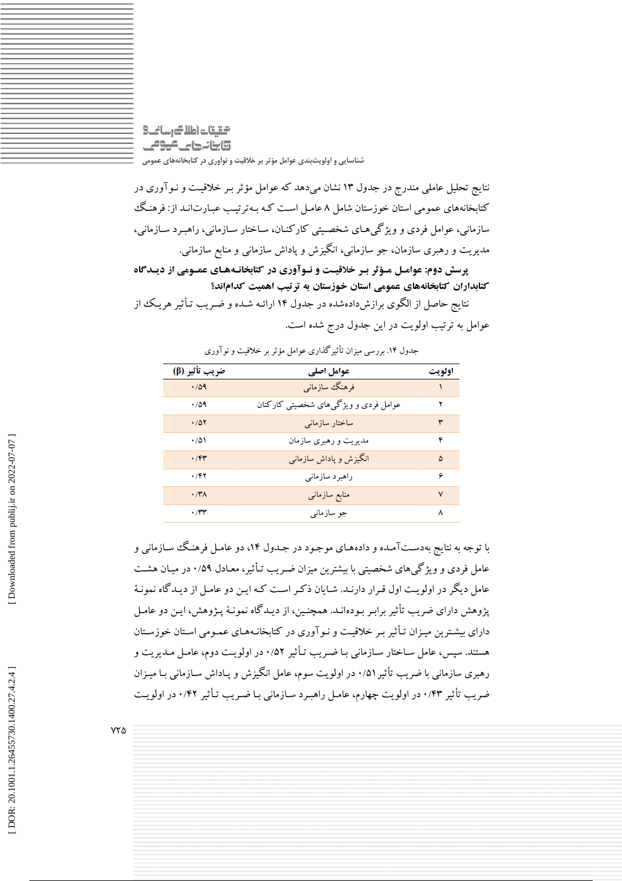نتایج تحلیل عاملی مندرج در جدول ۱۳ نشان می‌دهد که عوامل مؤثر بر خلاقیت و نوآوری در کتابخانه‌های عمومی استان خوزستان شامل ۸ عامل است که به‌ترتیب عبارت‌اند از: فرهنگ سازمانی، عوامل فردی و ویژگی‌های شخصیتی کارکنان، ساختار سازمانی، راهبرد سازمانی، مدیریت و رهبری سازمان، جو سازمانی، انگیزش و پاداش سازمانی و منابع سازمانی.

**پرسش دوم: عوامل مؤثر بر خلاقیت و نوآوری در کتابخانه‌های عمومی از دیدگاه کتابداران کتابخانه‌های عمومی استان خوزستان به ترتیب اهمیت کدام‌اند؟**

نتایج حاصل از الگوی برازش‌داده‌شده در جدول ۱۴ ارائه شده و ضریب تأثیر هریک از عوامل به ترتیب اولویت در این جدول درج شده است.

جدول ۱۴. بررسی میزان تأثیرگذاری عوامل مؤثر بر خلاقیت و نوآوری

| اولویت | عوامل اصلی | ضریب تأثیر (β) |
|---|---|---|
| ۱ | فرهنگ سازمانی | ۰/۵۹ |
| ۲ | عوامل فردی و ویژگی‌های شخصیتی کارکنان | ۰/۵۹ |
| ۳ | ساختار سازمانی | ۰/۵۲ |
| ۴ | مدیریت و رهبری سازمان | ۰/۵۱ |
| ۵ | انگیزش و پاداش سازمانی | ۰/۴۳ |
| ۶ | راهبرد سازمانی | ۰/۴۲ |
| ۷ | منابع سازمانی | ۰/۳۸ |
| ۸ | جو سازمانی | ۰/۳۳ |

با توجه به نتایج به‌دست‌آمده و داده‌های موجود در جدول ۱۴، دو عامل فرهنگ سازمانی و عامل فردی و ویژگی‌های شخصیتی با بیشترین میزان ضریب تأثیر، معادل ۰/۵۹ در میان هشت عامل دیگر در اولویت اول قرار دارند. شایان ذکر است که این دو عامل از دیدگاه نمونهٔ پژوهش دارای ضریب تأثیر برابر بوده‌اند. همچنین، از دیدگاه نمونهٔ پژوهش، این دو عامل دارای بیشترین میزان تأثیر بر خلاقیت و نوآوری در کتابخانه‌های عمومی استان خوزستان هستند. سپس، عامل ساختار سازمانی با ضریب تأثیر ۰/۵۲ در اولویت دوم، عامل مدیریت و رهبری سازمانی با ضریب تأثیر۰/۵۱ در اولویت سوم، عامل انگیزش و پاداش سازمانی با میزان ضریب تأثیر ۰/۴۳ در اولویت چهارم، عامل راهبرد سازمانی با ضریب تأثیر ۰/۴۲ در اولویت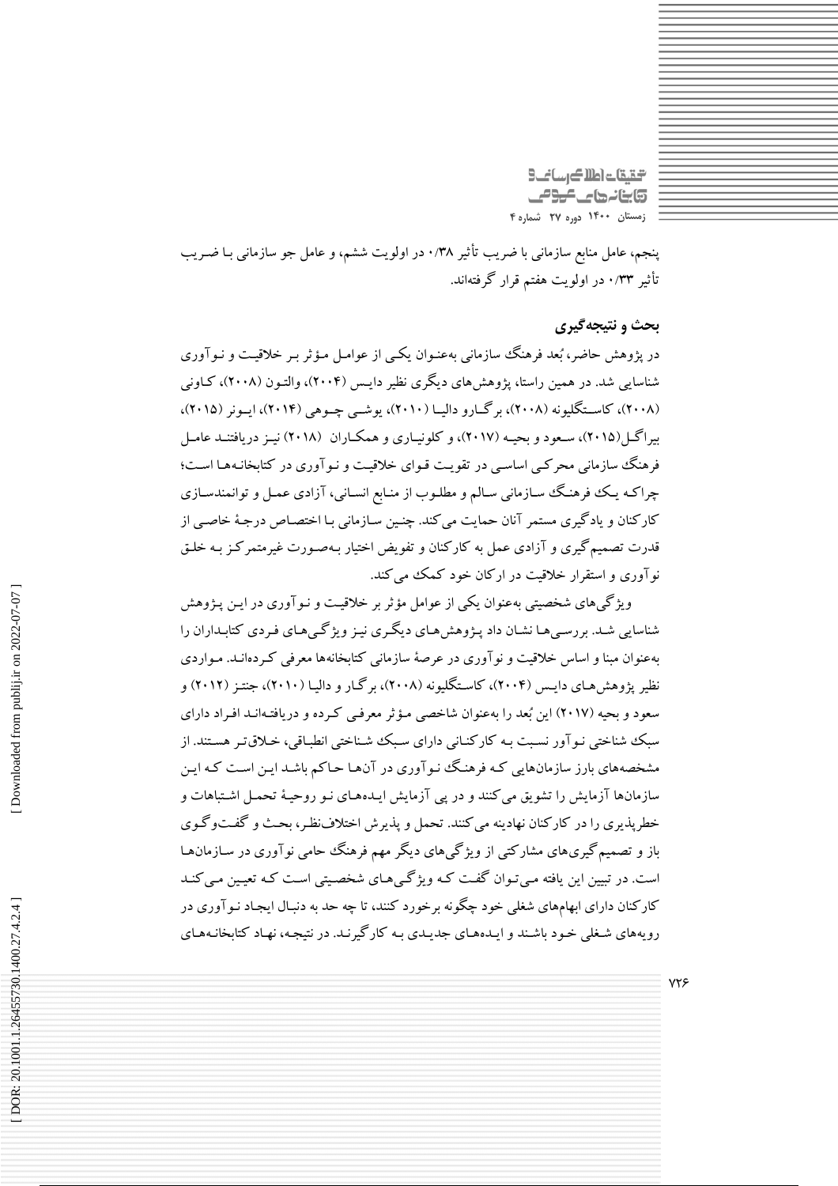پنجم، عامل منابع سازمانی با ضریب تأثیر ۰/۳۸ در اولویت ششم، و عامل جو سازمانی بـا ضـریب تأثیر ۰/۳۳ در اولویت هفتم قرار گرفته‌اند.

## بحث و نتیجه‌گیری

در پژوهش حاضر، بُعد فرهنگ سازمانی به‌عنـوان یکـی از عوامـل مـؤثر بـر خلاقیـت و نـوآوری شناسایی شد. در همین راستا، پژوهش‌های دیگری نظیر دایـس (۲۰۰۴)، والتـون (۲۰۰۸)، کـاونی (۲۰۰۸)، کاسـتگلیونه (۲۰۰۸)، برگـارو دالیـا (۲۰۱۰)، یوشـی چـوهی (۲۰۱۴)، ایـونر (۲۰۱۵)، بیراگـل(۲۰۱۵)، سـعود و بحیـه (۲۰۱۷)، و کلونیـاری و همکـاران (۲۰۱۸) نیـز دریافتنـد عامـل فرهنگ سازمانی محرکـی اساسـی در تقویـت قـوای خلاقیـت و نـوآوری در کتابخانـه‌هـا اسـت؛ چراکـه یـک فرهنـگ سـازمانی سـالم و مطلـوب از منـابع انسـانی، آزادی عمـل و توانمندسـازی کارکنان و یادگیری مستمر آنان حمایت می‌کند. چنـین سـازمانی بـا اختصـاص درجـهٔ خاصـی از قدرت تصمیم‌گیری و آزادی عمل به کارکنان و تفویض اختیار بـه‌صـورت غیرمتمرکـز بـه خلـق نوآوری و استقرار خلاقیت در ارکان خود کمک می‌کند.

ویژگی‌های شخصیتی به‌عنوان یکی از عوامل مؤثر بر خلاقیـت و نـوآوری در ایـن پـژوهش شناسایی شـد. بررسـی‌هـا نشـان داد پـژوهش‌هـای دیگـری نیـز ویژگـی‌هـای فـردی کتابـداران را به‌عنوان مبنا و اساس خلاقیت و نوآوری در عرصهٔ سازمانی کتابخانه‌ها معرفی کـرده‌انـد. مـواردی نظیر پژوهش‌هـای دایـس (۲۰۰۴)، کاسـتگلیونه (۲۰۰۸)، برگـار و دالیـا (۲۰۱۰)، جنتـز (۲۰۱۲) و سعود و بحیه (۲۰۱۷) این بُعد را به‌عنوان شاخصی مـؤثر معرفـی کـرده و دریافتـه‌انـد افـراد دارای سبک شناختی نـوآور نسـبت بـه کارکنـانی دارای سـبک شـناختی انطبـاقی، خـلاق‌تـر هسـتند. از مشخصه‌های بارز سازمان‌هایی کـه فرهنـگ نـوآوری در آن‌هـا حـاکم باشـد ایـن اسـت کـه ایـن سازمان‌ها آزمایش را تشویق می‌کنند و در پی آزمایش ایـده‌هـای نـو روحیـهٔ تحمـل اشـتباهات و خطرپذیری را در کارکنان نهادینه می‌کنند. تحمل و پذیرش اختلاف‌نظـر، بحـث و گفـت‌وگـوی باز و تصمیم‌گیری‌های مشارکتی از ویژگی‌های دیگر مهم فرهنگ حامی نوآوری در سـازمان‌هـا است. در تبیین این یافته مـی‌تـوان گفـت کـه ویژگـی‌هـای شخصـیتی اسـت کـه تعیـین مـی‌کنـد کارکنان دارای ابهام‌های شغلی خود چگونه برخورد کنند، تا چه حد به دنبـال ایجـاد نـوآوری در رویه‌های شـغلی خـود باشـند و ایـده‌هـای جدیـدی بـه کارگیرنـد. در نتیجـه، نهـاد کتابخانـه‌هـای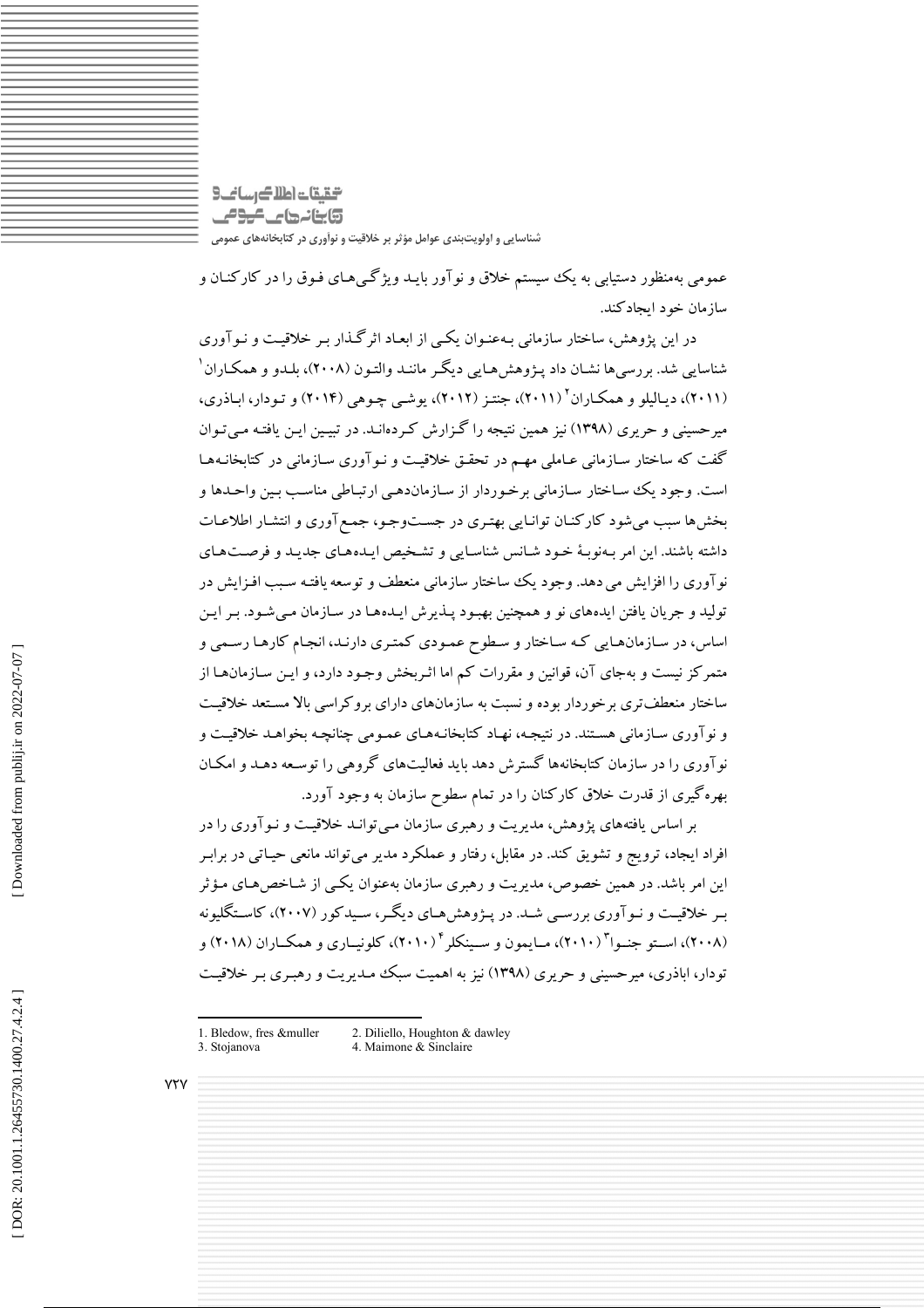عمومی به‌منظور دستیابی به یک سیستم خلاق و نوآور بایـد ویژگـی‌هـای فـوق را در کارکنـان و سازمان خود ایجادکند.

در این پژوهش، ساختار سازمانی بـه‌عنـوان یکـی از ابعـاد اثرگـذار بـر خلاقیـت و نـوآوری شناسایی شد. بررسی‌ها نشـان داد پـژوهش‌هـایی دیگـر ماننـد والتـون (۲۰۰۸)، بلـدو و همکـاران[1] (۲۰۱۱)، دیـالیلو و همکـاران[2] (۲۰۱۱)، جنتـز (۲۰۱۲)، یوشـی چـوهی (۲۰۱۴) و تـودار، ابـاذری، میرحسینی و حریری (۱۳۹۸) نیز همین نتیجه را گـزارش کـرده‌انـد. در تبیـین ایـن یافتـه مـی‌تـوان گفت که ساختار سـازمانی عـاملی مهـم در تحقـق خلاقیـت و نـوآوری سـازمانی در کتابخانـه‌هـا است. وجـود یـک سـاختار سـازمانی برخـوردار از سـازمان‌دهـی ارتبـاطی مناسـب بـین واحـدها و بخش‌ها سبب می‌شود کارکنـان توانـایی بهتـری در جسـت‌وجـو، جمـع‌آوری و انتشـار اطلاعـات داشته باشند. این امر بـه‌نوبـهٔ خـود شـانس شناسـایی و تشـخیص ایـده‌هـای جدیـد و فرصـت‌هـای نوآوری را افزایش می‌دهد. وجود یک ساختار سازمانی منعطف و توسعه یافتـه سـبب افـزایش در تولید و جریان یافتن ایده‌های نو و همچنین بهبـود پـذیرش ایـده‌هـا در سـازمان مـی‌شـود. بـر ایـن اساس، در سـازمان‌هـایی کـه سـاختار و سـطوح عمـودی کمتـری دارنـد، انجـام کارهـا رسـمی و متمرکز نیست و به‌جای آن، قوانین و مقررات کم اما اثـربخش وجـود دارد، و ایـن سـازمان‌هـا از ساختار منعطف‌تری برخوردار بوده و نسبت به سازمان‌های دارای بروکراسی بالا مسـتعد خلاقیـت و نوآوری سـازمانی هسـتند. در نتیجـه، نهـاد کتابخانـه‌هـای عمـومی چنانچـه بخواهـد خلاقیـت و نوآوری را در سازمان کتابخانه‌ها گسترش دهد باید فعالیت‌های گروهی را توسـعه دهـد و امکـان بهره‌گیری از قدرت خلاق کارکنان را در تمام سطوح سازمان به وجود آورد.

بر اساس یافته‌های پژوهش، مدیریت و رهبری سازمان مـی‌توانـد خلاقیـت و نـوآوری را در افراد ایجاد، ترویج و تشویق کند. در مقابل، رفتار و عملکرد مدیر می‌تواند مانعی حیـاتی در برابـر این امر باشد. در همین خصوص، مدیریت و رهبری سازمان به‌عنوان یکـی از شـاخص‌هـای مـؤثر بـر خلاقیـت و نـوآوری بررسـی شـد. در پـژوهش‌هـای دیگـر، سـیدکور (۲۰۰۷)، کاسـتگلیونه (۲۰۰۸)، اسـتو جنـوا[3] (۲۰۱۰)، مـایمون و سـینکلر[4] (۲۰۱۰)، کلونیـاری و همکـاران (۲۰۱۸) و تودار، اباذری، میرحسینی و حریری (۱۳۹۸) نیز به اهمیت سبک مـدیریت و رهبـری بـر خلاقیـت

---

1. Bledow, fres &muller
2. Diliello, Houghton & dawley
3. Stojanova
4. Maimone & Sinclaire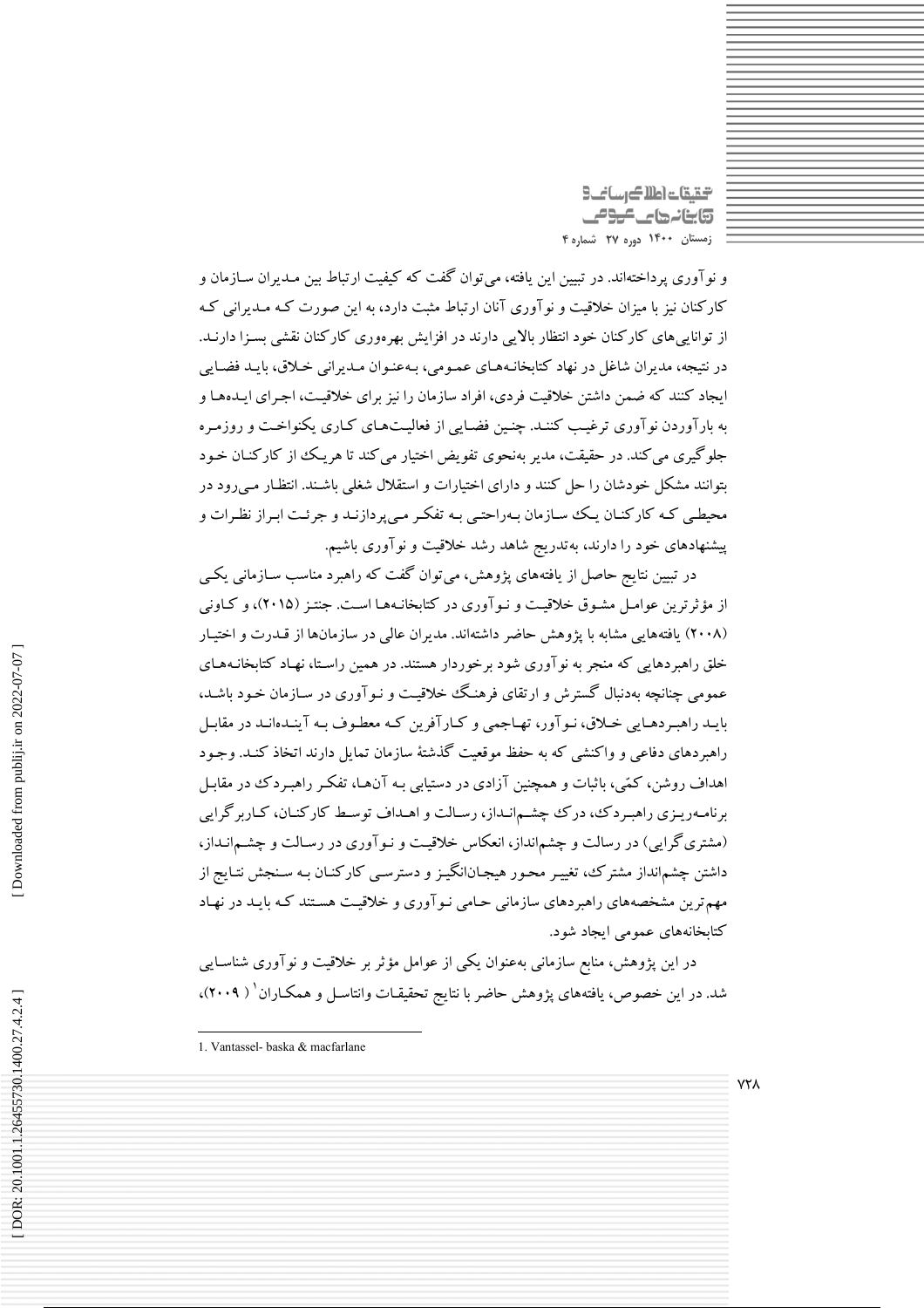و نوآوری پرداخته‌اند. در تبیین این یافته، می‌توان گفت که کیفیت ارتباط بین مدیران سازمان و کارکنان نیز با میزان خلاقیت و نوآوری آنان ارتباط مثبت دارد، به این صورت که مدیرانی که از توانایی‌های کارکنان خود انتظار بالایی دارند در افزایش بهره‌وری کارکنان نقشی بسزا دارند. در نتیجه، مدیران شاغل در نهاد کتابخانه‌های عمومی، به‌عنوان مدیرانی خلاق، باید فضایی ایجاد کنند که ضمن داشتن خلاقیت فردی، افراد سازمان را نیز برای خلاقیت، اجرای ایده‌ها و به بارآوردن نوآوری ترغیب کنند. چنین فضایی از فعالیت‌های کاری یکنواخت و روزمره جلوگیری می‌کند. در حقیقت، مدیر به‌نحوی تفویض اختیار می‌کند تا هریک از کارکنان خود بتوانند مشکل خودشان را حل کنند و دارای اختیارات و استقلال شغلی باشند. انتظار می‌رود در محیطی که کارکنان یک سازمان به‌راحتی به تفکر می‌پردازند و جرئت ابراز نظرات و پیشنهادهای خود را دارند، به‌تدریج شاهد رشد خلاقیت و نوآوری باشیم.

در تبیین نتایج حاصل از یافته‌های پژوهش، می‌توان گفت که راهبرد مناسب سازمانی یکی از مؤثرترین عوامل مشوق خلاقیت و نوآوری در کتابخانه‌ها است. جنتز (۲۰۱۵)، و کاونی (۲۰۰۸) یافته‌هایی مشابه با پژوهش حاضر داشته‌اند. مدیران عالی در سازمان‌ها از قدرت و اختیار خلق راهبردهایی که منجر به نوآوری شود برخوردار هستند. در همین راستا، نهاد کتابخانه‌های عمومی چنانچه به‌دنبال گسترش و ارتقای فرهنگ خلاقیت و نوآوری در سازمان خود باشد، باید راهبردهایی خلاق، نوآور، تهاجمی و کارآفرین که معطوف به آینده‌اند در مقابل راهبردهای دفاعی و واکنشی که به حفظ موقعیت گذشتهٔ سازمان تمایل دارند اتخاذ کند. وجود اهداف روشن، کمّی، باثبات و همچنین آزادی در دستیابی به آن‌ها، تفکر راهبردک در مقابل برنامه‌ریزی راهبردک، درک چشم‌انداز، رسالت و اهداف توسط کارکنان، کاربرگرایی (مشتری‌گرایی) در رسالت و چشم‌انداز، انعکاس خلاقیت و نوآوری در رسالت و چشم‌انداز، داشتن چشم‌انداز مشترک، تغییر محور هیجان‌انگیز و دسترسی کارکنان به سنجش نتایج از مهم‌ترین مشخصه‌های راهبردهای سازمانی حامی نوآوری و خلاقیت هستند که باید در نهاد کتابخانه‌های عمومی ایجاد شود.

در این پژوهش، منابع سازمانی به‌عنوان یکی از عوامل مؤثر بر خلاقیت و نوآوری شناسایی شد. در این خصوص، یافته‌های پژوهش حاضر با نتایج تحقیقات وانتاسل و همکاران[1] (۲۰۰۹)،

---

1. Vantassel- baska & macfarlane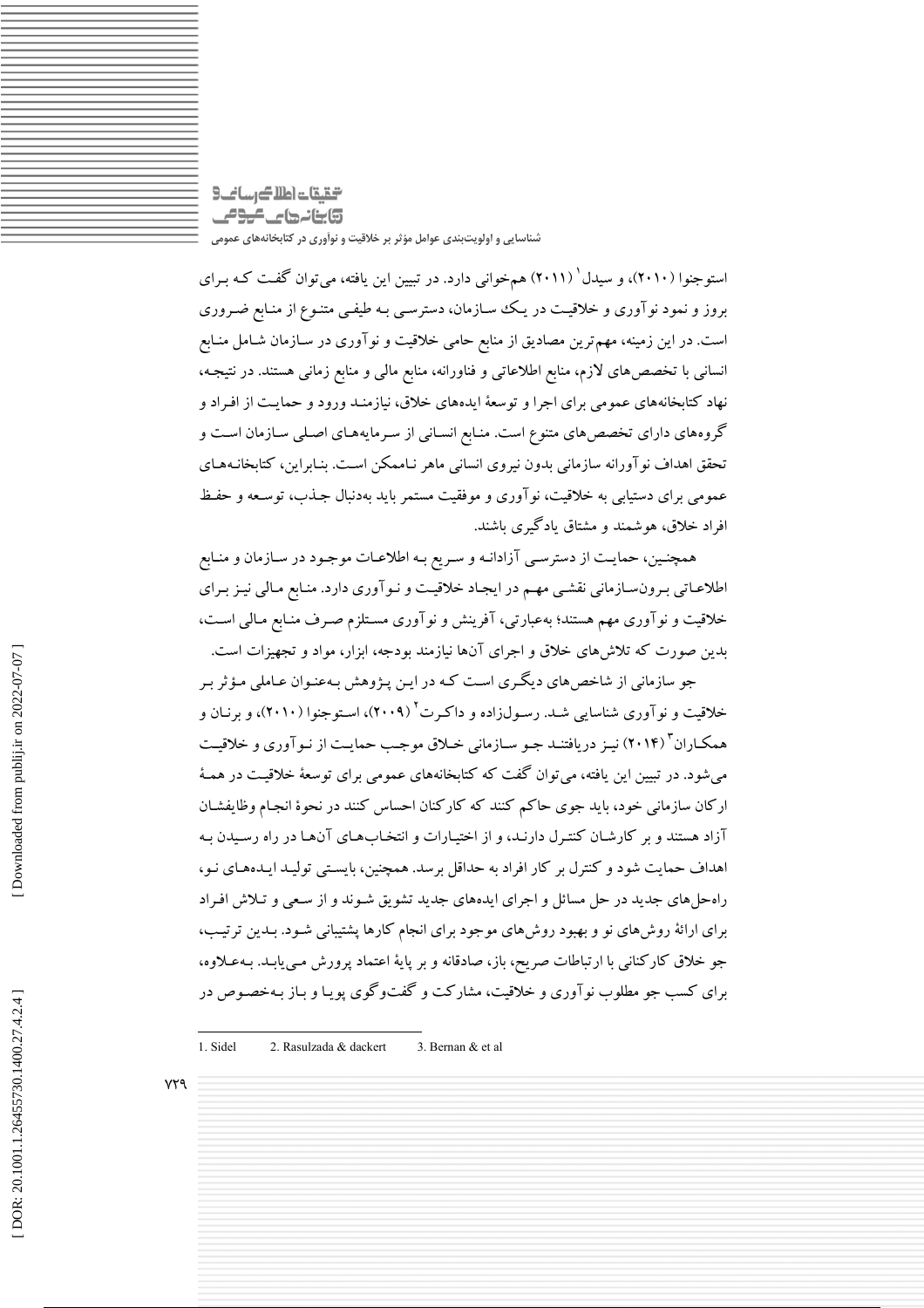استوجنوا (۲۰۱۰)، و سیدل[1] (۲۰۱۱) هم‌خوانی دارد. در تبیین این یافته، می‌توان گفت که برای بروز و نمود نوآوری و خلاقیت در یک سازمان، دسترسی به طیفی متنوع از منابع ضروری است. در این زمینه، مهم‌ترین مصادیق از منابع حامی خلاقیت و نوآوری در سازمان شامل منابع انسانی با تخصص‌های لازم، منابع اطلاعاتی و فناورانه، منابع مالی و منابع زمانی هستند. در نتیجه، نهاد کتابخانه‌های عمومی برای اجرا و توسعهٔ ایده‌های خلاق، نیازمند ورود و حمایت از افراد و گروه‌های دارای تخصص‌های متنوع است. منابع انسانی از سرمایه‌های اصلی سازمان است و تحقق اهداف نوآورانه سازمانی بدون نیروی انسانی ماهر ناممکن است. بنابراین، کتابخانه‌های عمومی برای دستیابی به خلاقیت، نوآوری و موفقیت مستمر باید به‌دنبال جذب، توسعه و حفظ افراد خلاق، هوشمند و مشتاق یادگیری باشند.

همچنین، حمایت از دسترسی آزادانه و سریع به اطلاعات موجود در سازمان و منابع اطلاعاتی برون‌سازمانی نقشی مهم در ایجاد خلاقیت و نوآوری دارد. منابع مالی نیز برای خلاقیت و نوآوری مهم هستند؛ به‌عبارتی، آفرینش و نوآوری مستلزم صرف منابع مالی است، بدین صورت که تلاش‌های خلاق و اجرای آن‌ها نیازمند بودجه، ابزار، مواد و تجهیزات است.

جو سازمانی از شاخص‌های دیگری است که در این پژوهش به‌عنوان عاملی مؤثر بر خلاقیت و نوآوری شناسایی شد. رسول‌زاده و داکرت[2] (۲۰۰۹)، استوجنوا (۲۰۱۰)، و برنان و همکاران[3] (۲۰۱۴) نیز دریافتند جو سازمانی خلاق موجب حمایت از نوآوری و خلاقیت می‌شود. در تبیین این یافته، می‌توان گفت که کتابخانه‌های عمومی برای توسعهٔ خلاقیت در همهٔ ارکان سازمانی خود، باید جوی حاکم کنند که کارکنان احساس کنند در نحوهٔ انجام وظایفشان آزاد هستند و بر کارشان کنترل دارند، و از اختیارات و انتخاب‌های آن‌ها در راه رسیدن به اهداف حمایت شود و کنترل بر کار افراد به حداقل برسد. همچنین، بایستی تولید ایده‌های نو، راه‌حل‌های جدید در حل مسائل و اجرای ایده‌های جدید تشویق شوند و از سعی و تلاش افراد برای ارائهٔ روش‌های نو و بهبود روش‌های موجود برای انجام کارها پشتیبانی شود. بدین ترتیب، جو خلاق کارکنانی با ارتباطات صریح، باز، صادقانه و بر پایهٔ اعتماد پرورش می‌یابد. به‌علاوه، برای کسب جو مطلوب نوآوری و خلاقیت، مشارکت و گفت‌وگوی پویا و باز به‌خصوص در

1. Sidel 2. Rasulzada & dackert 3. Bernan & et al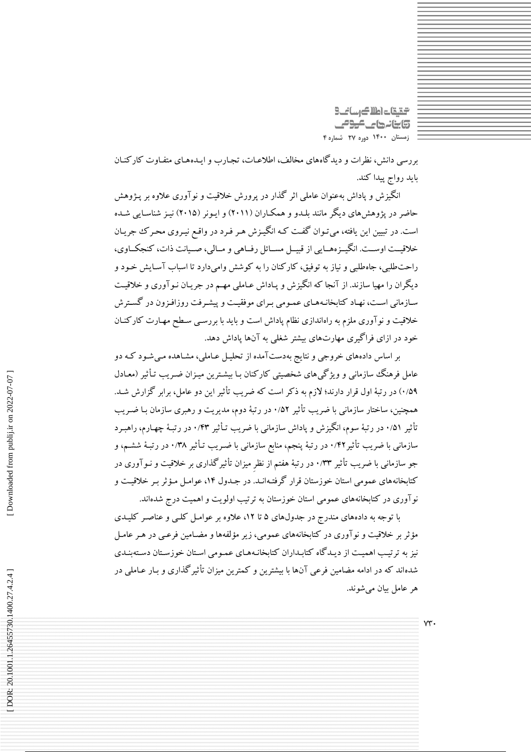بررسی دانش، نظرات و دیدگاه‌های مخالف، اطلاعات، تجارب و ایده‌های متفاوت کارکنان باید رواج پیدا کند.

انگیزش و پاداش به‌عنوان عاملی اثر گذار در پرورش خلاقیت و نوآوری علاوه بر پـژوهش حاضر در پژوهش‌های دیگر مانند بلدو و همکاران (۲۰۱۱) و ایونر (۲۰۱۵) نیز شناسایی شده است. در تبیین این یافته، می‌توان گفت که انگیزش هر فرد در واقع نیروی محرک جریان خلاقیت اوست. انگیزه‌هایی از قبیل مسائل رفاهی و مالی، صیانت ذات، کنجکاوی، راحت‌طلبی، جاه‌طلبی و نیاز به توفیق، کارکنان را به کوشش وامی‌دارد تا اسباب آسایش خود و دیگران را مهیا سازند. از آنجا که انگیزش و پاداش عاملی مهم در جریان نوآوری و خلاقیت سازمانی است، نهاد کتابخانه‌های عمومی برای موفقیت و پیشرفت روزافزون در گسترش خلاقیت و نوآوری ملزم به راه‌اندازی نظام پاداش است و باید با بررسی سطح مهارت کارکنان خود در ازای فراگیری مهارت‌های بیشتر شغلی به آنها پاداش دهد.

بر اساس داده‌های خروجی و نتایج به‌دست‌آمده از تحلیل عاملی، مشاهده می‌شود که دو عامل فرهنگ سازمانی و ویژگی‌های شخصیتی کارکنان با بیشترین میزان ضریب تأثیر (معادل ۰/۵۹) در رتبهٔ اول قرار دارند؛ لازم به ذکر است که ضریب تأثیر این دو عامل، برابر گزارش شد. همچنین، ساختار سازمانی با ضریب تأثیر ۰/۵۲ در رتبهٔ دوم، مدیریت و رهبری سازمان با ضریب تأثیر ۰/۵۱ در رتبهٔ سوم، انگیزش و پاداش سازمانی با ضریب تأثیر ۰/۴۳ در رتبهٔ چهارم، راهبرد سازمانی با ضریب تأثیر۰/۴۲ در رتبهٔ پنجم، منابع سازمانی با ضریب تأثیر ۰/۳۸ در رتبهٔ ششم، و جو سازمانی با ضریب تأثیر ۰/۳۳ در رتبهٔ هفتم از نظرِ میزان تأثیرگذاری بر خلاقیت و نوآوری در کتابخانه‌های عمومی استان خوزستان قرار گرفته‌اند. در جدول ۱۴، عوامل مؤثر بر خلاقیت و نوآوری در کتابخانه‌های عمومی استان خوزستان به ترتیب اولویت و اهمیت درج شده‌اند.

با توجه به داده‌های مندرج در جدول‌های ۵ تا ۱۲، علاوه بر عوامل کلی و عناصر کلیدی مؤثر بر خلاقیت و نوآوری در کتابخانه‌های عمومی، زیر مؤلفه‌ها و مضامین فرعی در هر عامل نیز به ترتیب اهمیت از دیدگاه کتابداران کتابخانه‌های عمومی استان خوزستان دسته‌بندی شده‌اند که در ادامه مضامین فرعی آنها با بیشترین و کمترین میزان تأثیرگذاری و بار عاملی در هر عامل بیان می‌شوند.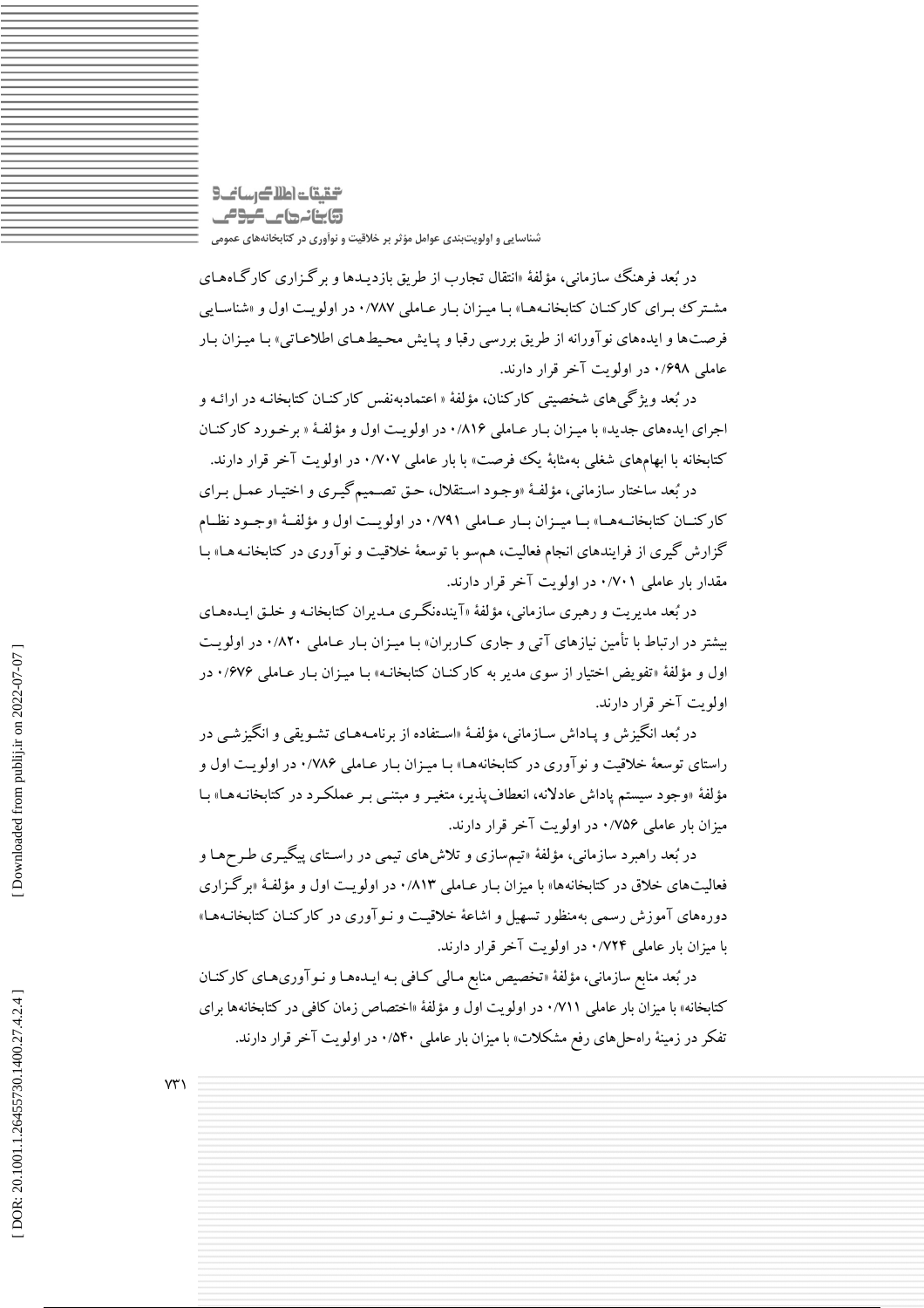در بُعد فرهنگ سازمانی، مؤلفهٔ «انتقال تجارب از طریق بازدیدها و برگزاری کارگاه‌های مشترک برای کارکنان کتابخانه‌ها» با میزان بار عاملی ۰/۷۸۷ در اولویت اول و «شناسایی فرصت‌ها و ایده‌های نوآورانه از طریق بررسی رقبا و پایش محیط‌های اطلاعاتی» با میزان بار عاملی ۰/۶۹۸ در اولویت آخر قرار دارند.

در بُعد ویژگی‌های شخصیتی کارکنان، مؤلفهٔ « اعتمادبه‌نفس کارکنان کتابخانه در ارائه و اجرای ایده‌های جدید» با میزان بار عاملی ۰/۸۱۶ در اولویت اول و مؤلفهٔ « برخورد کارکنان کتابخانه با ابهام‌های شغلی به‌مثابهٔ یک فرصت» با بار عاملی ۰/۷۰۷ در اولویت آخر قرار دارند.

در بُعد ساختار سازمانی، مؤلفهٔ «وجود استقلال، حق تصمیم‌گیری و اختیار عمل برای کارکنان کتابخانه‌ها» با میزان بار عاملی ۰/۷۹۱ در اولویت اول و مؤلفهٔ «وجود نظام گزارش گیری از فرایندهای انجام فعالیت، هم‌سو با توسعهٔ خلاقیت و نوآوری در کتابخانه ها» با مقدار بار عاملی ۰/۷۰۱ در اولویت آخر قرار دارند.

در بُعد مدیریت و رهبری سازمانی، مؤلفهٔ «آینده‌نگری مدیران کتابخانه و خلق ایده‌های بیشتر در ارتباط با تأمین نیازهای آتی و جاری کاربران» با میزان بار عاملی ۰/۸۲۰ در اولویت اول و مؤلفهٔ «تفویض اختیار از سوی مدیر به کارکنان کتابخانه» با میزان بار عاملی ۰/۶۷۶ در اولویت آخر قرار دارند.

در بُعد انگیزش و پاداش سازمانی، مؤلفهٔ «استفاده از برنامه‌های تشویقی و انگیزشی در راستای توسعهٔ خلاقیت و نوآوری در کتابخانه‌ها» با میزان بار عاملی ۰/۷۸۶ در اولویت اول و مؤلفهٔ «وجود سیستم پاداش عادلانه، انعطاف‌پذیر، متغیر و مبتنی بر عملکرد در کتابخانه‌ها» با میزان بار عاملی ۰/۷۵۶ در اولویت آخر قرار دارند.

در بُعد راهبرد سازمانی، مؤلفهٔ «تیم‌سازی و تلاش‌های تیمی در راستای پیگیری طرح‌ها و فعالیت‌های خلاق در کتابخانه‌ها» با میزان بار عاملی ۰/۸۱۳ در اولویت اول و مؤلفهٔ «برگزاری دوره‌های آموزش رسمی به‌منظور تسهیل و اشاعهٔ خلاقیت و نوآوری در کارکنان کتابخانه‌ها» با میزان بار عاملی ۰/۷۲۴ در اولویت آخر قرار دارند.

در بُعد منابع سازمانی، مؤلفهٔ «تخصیص منابع مالی کافی به ایده‌ها و نوآوری‌های کارکنان کتابخانه» با میزان بار عاملی ۰/۷۱۱ در اولویت اول و مؤلفهٔ «اختصاص زمان کافی در کتابخانه‌ها برای تفکر در زمینهٔ راه‌حل‌های رفع مشکلات» با میزان بار عاملی ۰/۵۴۰ در اولویت آخر قرار دارند.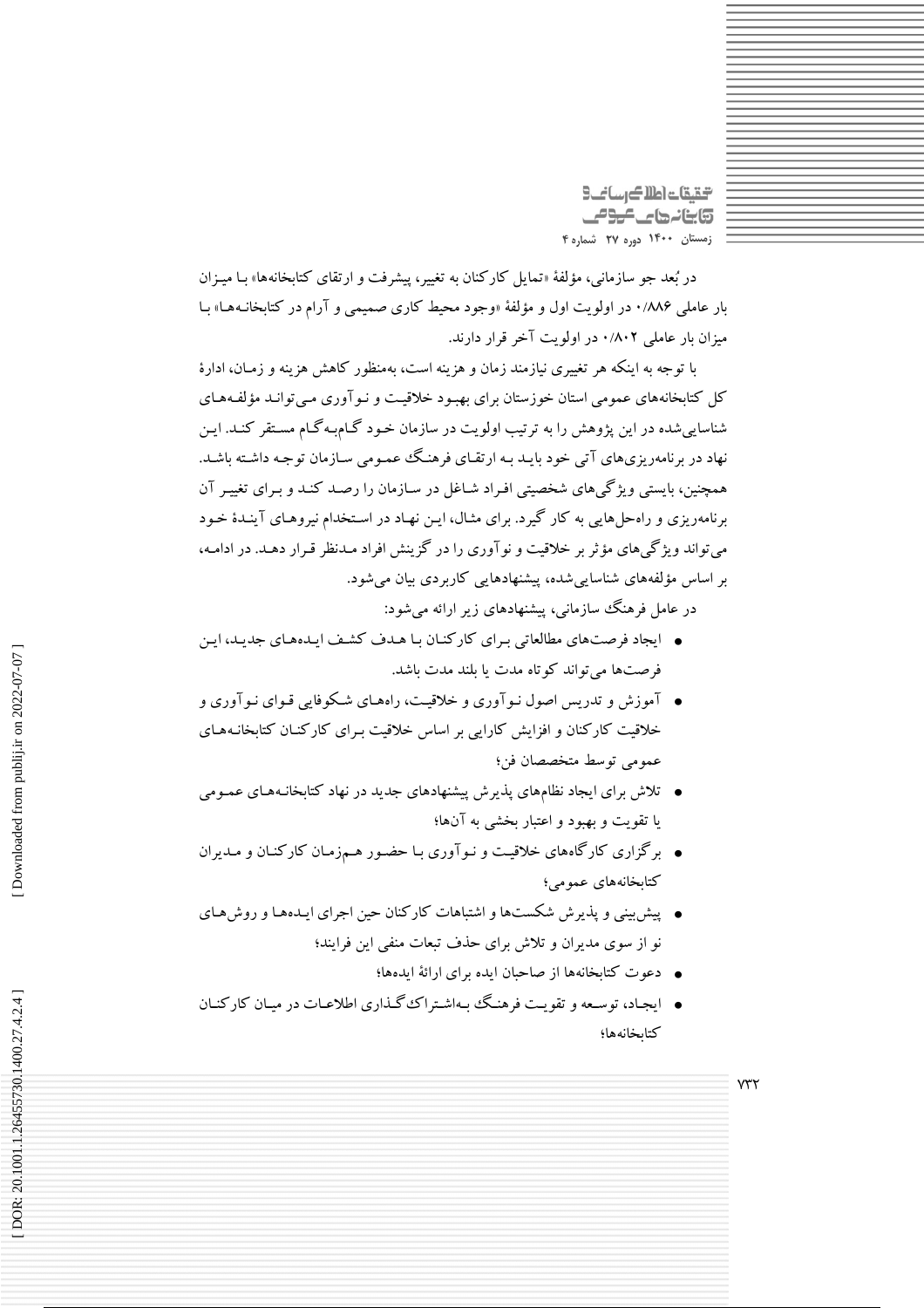در بُعد جو سازمانی، مؤلفهٔ «تمایل کارکنان به تغییر، پیشرفت و ارتقای کتابخانه‌ها» با میزان بار عاملی ۰/۸۸۶ در اولویت اول و مؤلفهٔ «وجود محیط کاری صمیمی و آرام در کتابخانه‌ها» با میزان بار عاملی ۰/۸۰۲ در اولویت آخر قرار دارند.

با توجه به اینکه هر تغییری نیازمند زمان و هزینه است، به‌منظور کاهش هزینه و زمان، ادارهٔ کل کتابخانه‌های عمومی استان خوزستان برای بهبود خلاقیت و نوآوری می‌تواند مؤلفه‌های شناسایی‌شده در این پژوهش را به ترتیب اولویت در سازمان خود گام‌به‌گام مستقر کند. این نهاد در برنامه‌ریزی‌های آتی خود باید به ارتقای فرهنگ عمومی سازمان توجه داشته باشد. همچنین، بایستی ویژگی‌های شخصیتی افراد شاغل در سازمان را رصد کند و برای تغییر آن برنامه‌ریزی و راه‌حل‌هایی به کار گیرد. برای مثال، این نهاد در استخدام نیروهای آیندهٔ خود می‌تواند ویژگی‌های مؤثر بر خلاقیت و نوآوری را در گزینش افراد مدنظر قرار دهد. در ادامه، بر اساس مؤلفه‌های شناسایی‌شده، پیشنهادهایی کاربردی بیان می‌شود.

در عامل فرهنگ سازمانی، پیشنهادهای زیر ارائه می‌شود:

- ایجاد فرصت‌های مطالعاتی برای کارکنان با هدف کشف ایده‌های جدید، این فرصت‌ها می‌تواند کوتاه مدت یا بلند مدت باشد.
- آموزش و تدریس اصول نوآوری و خلاقیت، راه‌های شکوفایی قوای نوآوری و خلاقیت کارکنان و افزایش کارایی بر اساس خلاقیت برای کارکنان کتابخانه‌های عمومی توسط متخصصان فن؛
- تلاش برای ایجاد نظام‌های پذیرش پیشنهادهای جدید در نهاد کتابخانه‌های عمومی یا تقویت و بهبود و اعتبار بخشی به آن‌ها؛
- برگزاری کارگاه‌های خلاقیت و نوآوری با حضور هم‌زمان کارکنان و مدیران کتابخانه‌های عمومی؛
- پیش‌بینی و پذیرش شکست‌ها و اشتباهات کارکنان حین اجرای ایده‌ها و روش‌های نو از سوی مدیران و تلاش برای حذف تبعات منفی این فرایند؛
- دعوت کتابخانه‌ها از صاحبان ایده برای ارائهٔ ایده‌ها؛
- ایجاد، توسعه و تقویت فرهنگ به‌اشتراک‌گذاری اطلاعات در میان کارکنان کتابخانه‌ها؛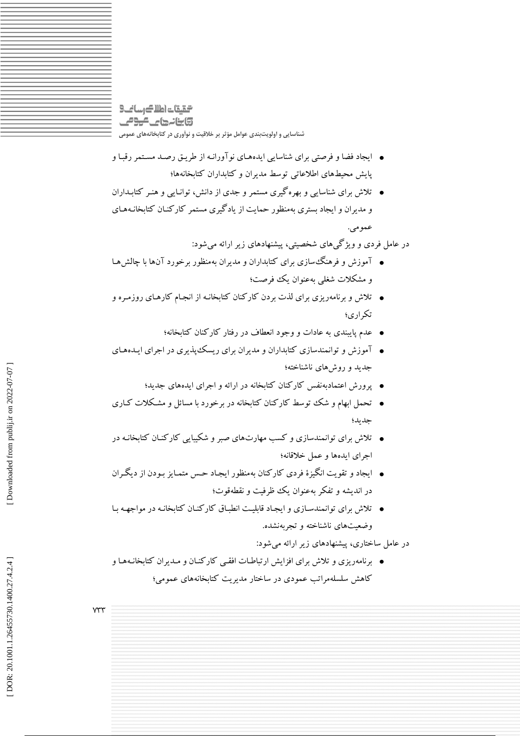- ایجاد فضا و فرصتی برای شناسایی ایده‌های نوآورانه از طریق رصد مستمر رقبا و پایش محیط‌های اطلاعاتی توسط مدیران و کتابداران کتابخانه‌ها؛
- تلاش برای شناسایی و بهره‌گیری مستمر و جدی از دانش، توانایی و هنر کتابداران و مدیران و ایجاد بستری به‌منظور حمایت از یادگیری مستمر کارکنان کتابخانه‌های عمومی.

در عامل فردی و ویژگی‌های شخصیتی، پیشنهادهای زیر ارائه می‌شود:

- آموزش و فرهنگ‌سازی برای کتابداران و مدیران به‌منظور برخورد آن‌ها با چالش‌ها و مشکلات شغلی به‌عنوان یک فرصت؛
- تلاش و برنامه‌ریزی برای لذت بردن کارکنان کتابخانه از انجام کارهای روزمره و تکراری؛
- عدم پایبندی به عادات و وجود انعطاف در رفتار کارکنان کتابخانه؛
- آموزش و توانمندسازی کتابداران و مدیران برای ریسک‌پذیری در اجرای ایده‌های جدید و روش‌های ناشناخته؛
- پرورش اعتمادبه‌نفس کارکنان کتابخانه در ارائه و اجرای ایده‌های جدید؛
- تحمل ابهام و شک توسط کارکنان کتابخانه در برخورد با مسائل و مشکلات کاری جدید؛
- تلاش برای توانمندسازی و کسب مهارت‌های صبر و شکیبایی کارکنان کتابخانه در اجرای ایده‌ها و عمل خلاقانه؛
- ایجاد و تقویت انگیزهٔ فردی کارکنان به‌منظور ایجاد حس متمایز بودن از دیگران در اندیشه و تفکر به‌عنوان یک ظرفیت و نقطه‌قوت؛
- تلاش برای توانمندسازی و ایجاد قابلیت انطباق کارکنان کتابخانه در مواجهه با وضعیت‌های ناشناخته و تجربه‌نشده.

در عامل ساختاری، پیشنهادهای زیر ارائه می‌شود:

- برنامه‌ریزی و تلاش برای افزایش ارتباطات افقی کارکنان و مدیران کتابخانه‌ها و کاهش سلسله‌مراتب عمودی در ساختار مدیریت کتابخانه‌های عمومی؛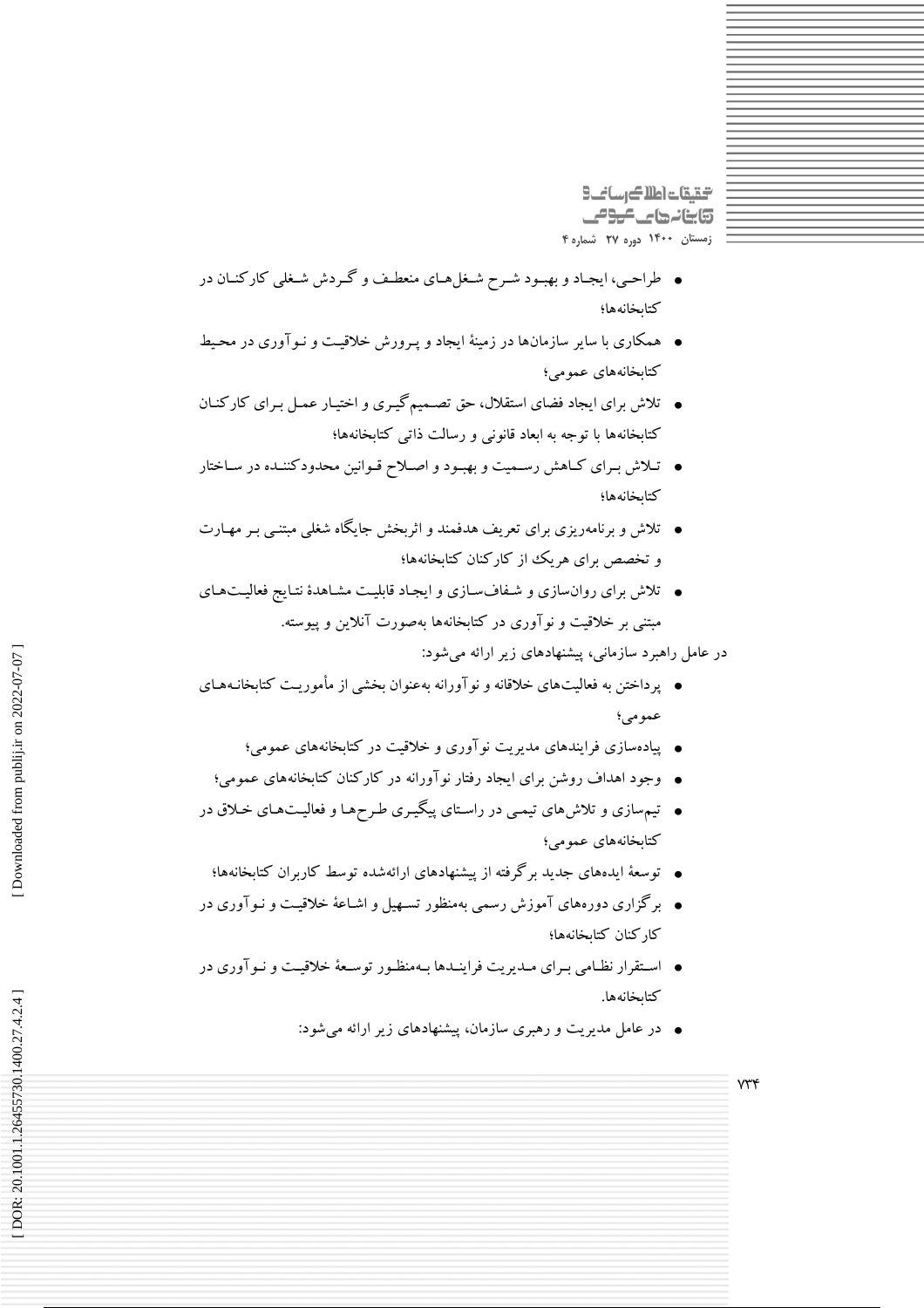- طراحی، ایجاد و بهبود شرح شغل‌های منعطف و گردش شغلی کارکنان در کتابخانه‌ها؛
- همکاری با سایر سازمان‌ها در زمینهٔ ایجاد و پرورش خلاقیت و نوآوری در محیط کتابخانه‌های عمومی؛
- تلاش برای ایجاد فضای استقلال، حق تصمیم‌گیری و اختیار عمل برای کارکنان کتابخانه‌ها با توجه به ابعاد قانونی و رسالت ذاتی کتابخانه‌ها؛
- تلاش برای کاهش رسمیت و بهبود و اصلاح قوانین محدودکننده در ساختار کتابخانه‌ها؛
- تلاش و برنامه‌ریزی برای تعریف هدفمند و اثربخش جایگاه شغلی مبتنی بر مهارت و تخصص برای هریک از کارکنان کتابخانه‌ها؛
- تلاش برای روان‌سازی و شفاف‌سازی و ایجاد قابلیت مشاهدهٔ نتایج فعالیت‌های مبتنی بر خلاقیت و نوآوری در کتابخانه‌ها به‌صورت آنلاین و پیوسته.

در عامل راهبرد سازمانی، پیشنهادهای زیر ارائه می‌شود:

- پرداختن به فعالیت‌های خلاقانه و نوآورانه به‌عنوان بخشی از مأموریت کتابخانه‌های عمومی؛
- پیاده‌سازی فرایندهای مدیریت نوآوری و خلاقیت در کتابخانه‌های عمومی؛
- وجود اهداف روشن برای ایجاد رفتار نوآورانه در کارکنان کتابخانه‌های عمومی؛
- تیم‌سازی و تلاش‌های تیمی در راستای پیگیری طرح‌ها و فعالیت‌های خلاق در کتابخانه‌های عمومی؛
- توسعهٔ ایده‌های جدید برگرفته از پیشنهادهای ارائه‌شده توسط کاربران کتابخانه‌ها؛
- برگزاری دوره‌های آموزش رسمی به‌منظور تسهیل و اشاعهٔ خلاقیت و نوآوری در کارکنان کتابخانه‌ها؛
- استقرار نظامی برای مدیریت فرایندها به‌منظور توسعهٔ خلاقیت و نوآوری در کتابخانه‌ها.
- در عامل مدیریت و رهبری سازمان، پیشنهادهای زیر ارائه می‌شود: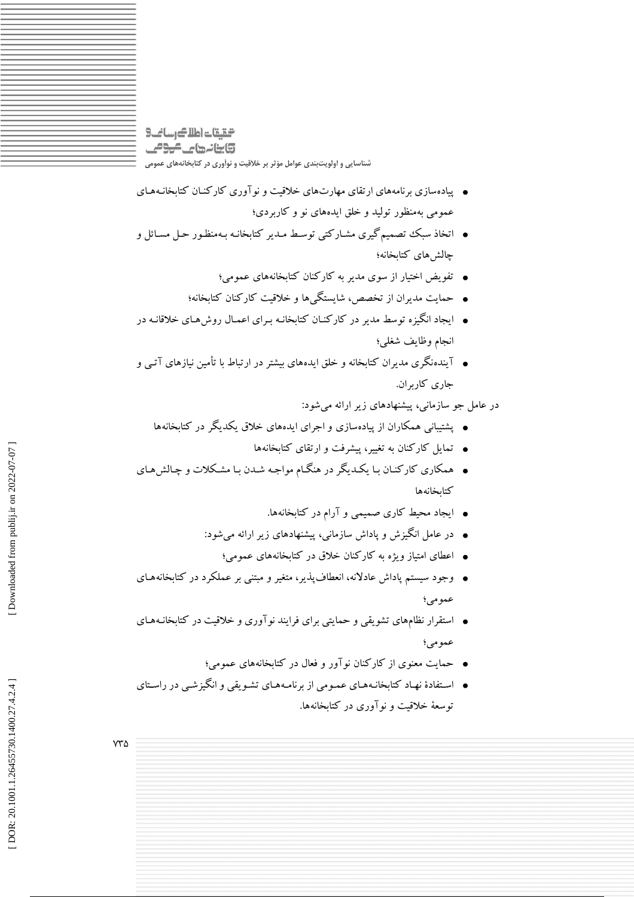- پیاده‌سازی برنامه‌های ارتقای مهارت‌های خلاقیت و نوآوری کارکنان کتابخانه‌های عمومی به‌منظور تولید و خلق ایده‌های نو و کاربردی؛
- اتخاذ سبک تصمیم‌گیری مشارکتی توسط مدیر کتابخانه به‌منظور حل مسائل و چالش‌های کتابخانه؛
- تفویض اختیار از سوی مدیر به کارکنان کتابخانه‌های عمومی؛
- حمایت مدیران از تخصص، شایستگی‌ها و خلاقیت کارکنان کتابخانه؛
- ایجاد انگیزه توسط مدیر در کارکنان کتابخانه برای اعمال روش‌های خلاقانه در انجام وظایف شغلی؛
- آینده‌نگری مدیران کتابخانه و خلق ایده‌های بیشتر در ارتباط با تأمین نیازهای آتی و جاری کاربران.

در عامل جو سازمانی، پیشنهادهای زیر ارائه می‌شود:

- پشتیبانی همکاران از پیاده‌سازی و اجرای ایده‌های خلاق یکدیگر در کتابخانه‌ها
- تمایل کارکنان به تغییر، پیشرفت و ارتقای کتابخانه‌ها
- همکاری کارکنان با یکدیگر در هنگام مواجه شدن با مشکلات و چالش‌های کتابخانه‌ها
- ایجاد محیط کاری صمیمی و آرام در کتابخانه‌ها.
- در عامل انگیزش و پاداش سازمانی، پیشنهادهای زیر ارائه می‌شود:
- اعطای امتیاز ویژه به کارکنان خلاق در کتابخانه‌های عمومی؛
- وجود سیستم پاداش عادلانه، انعطاف‌پذیر، متغیر و مبتنی بر عملکرد در کتابخانه‌های عمومی؛
- استقرار نظام‌های تشویقی و حمایتی برای فرایند نوآوری و خلاقیت در کتابخانه‌های عمومی؛
- حمایت معنوی از کارکنان نوآور و فعال در کتابخانه‌های عمومی؛
- استفادهٔ نهاد کتابخانه‌های عمومی از برنامه‌های تشویقی و انگیزشی در راستای توسعهٔ خلاقیت و نوآوری در کتابخانه‌ها.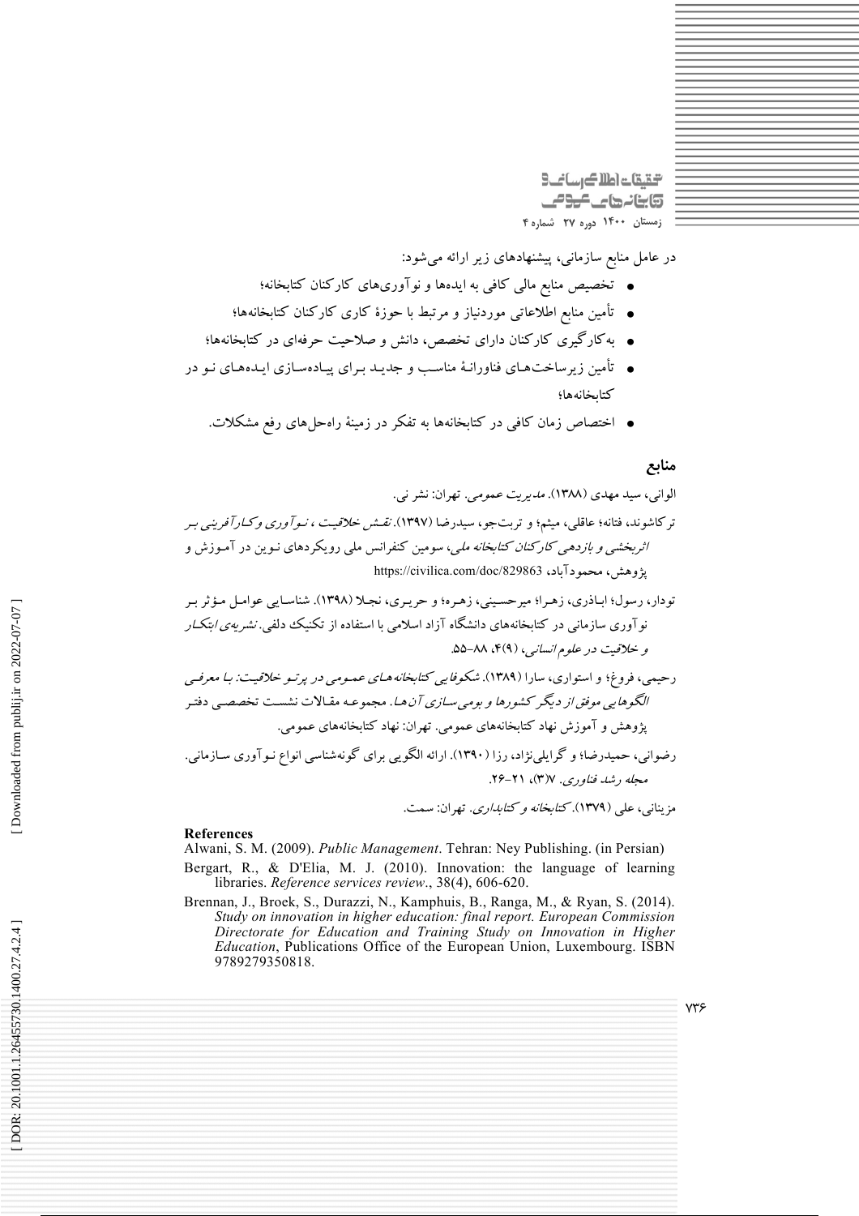در عامل منابع سازمانی، پیشنهادهای زیر ارائه می‌شود:

- تخصیص منابع مالی کافی به ایده‌ها و نوآوری‌های کارکنان کتابخانه؛
- تأمین منابع اطلاعاتی موردنیاز و مرتبط با حوزهٔ کاری کارکنان کتابخانه‌ها؛
- به‌کارگیری کارکنان دارای تخصص، دانش و صلاحیت حرفه‌ای در کتابخانه‌ها؛
- تأمین زیرساخت‌های فناورانهٔ مناسب و جدید برای پیاده‌سازی ایده‌های نو در کتابخانه‌ها؛
- اختصاص زمان کافی در کتابخانه‌ها به تفکر در زمینهٔ راه‌حل‌های رفع مشکلات.

## منابع

الوانی، سید مهدی (۱۳۸۸). *مدیریت عمومی*. تهران: نشر نی.

ترکاشوند، فتانه؛ عاقلی، میثم؛ و تربت‌جو، سیدرضا (۱۳۹۷). *نقش خلاقیت ، نوآوری وکارآفرینی بر اثربخشی و بازدهی کارکنان کتابخانه ملی*، سومین کنفرانس ملی رویکردهای نوین در آموزش و پژوهش، محمودآباد، https://civilica.com/doc/829863

تودار، رسول؛ اباذری، زهرا؛ میرحسینی، زهره؛ و حریری، نجلا (۱۳۹۸). شناسایی عوامل مؤثر بر نوآوری سازمانی در کتابخانه‌های دانشگاه آزاد اسلامی با استفاده از تکنیک دلفی. *نشریه‌ی ابتکار و خلاقیت در علوم انسانی*، ۹(۴)، ۸۸-۵۵.

رحیمی، فروغ؛ و استواری، سارا (۱۳۸۹). *شکوفایی کتابخانه‌های عمومی در پرتو خلاقیت: با معرفی الگوهایی موفق از دیگر کشورها و بومی‌سازی آن‌ها*. مجموعه مقالات نشست تخصصی دفتر پژوهش و آموزش نهاد کتابخانه‌های عمومی. تهران: نهاد کتابخانه‌های عمومی.

رضوانی، حمیدرضا؛ و گرایلی‌نژاد، رزا (۱۳۹۰). ارائه الگویی برای گونه‌شناسی انواع نوآوری سازمانی. *مجله رشد فناوری*. ۷(۳)، ۲۱-۲۶.

مزینانی، علی (۱۳۷۹). *کتابخانه و کتابداری*. تهران: سمت.

**References**

Alwani, S. M. (2009). *Public Management*. Tehran: Ney Publishing. (in Persian)

Bergart, R., & D'Elia, M. J. (2010). Innovation: the language of learning libraries. *Reference services review*., 38(4), 606-620.

Brennan, J., Broek, S., Durazzi, N., Kamphuis, B., Ranga, M., & Ryan, S. (2014). *Study on innovation in higher education: final report. European Commission Directorate for Education and Training Study on Innovation in Higher Education*, Publications Office of the European Union, Luxembourg. ISBN 9789279350818.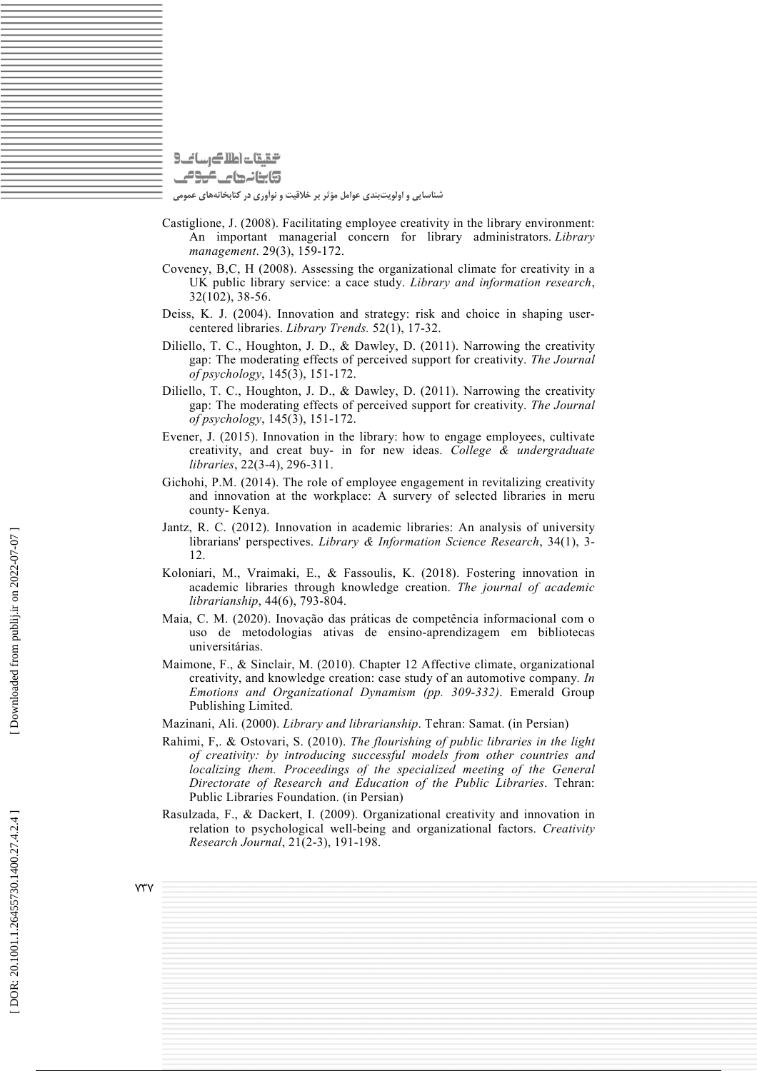Castiglione, J. (2008). Facilitating employee creativity in the library environment: An important managerial concern for library administrators. *Library management*. 29(3), 159-172.

Coveney, B,C, H (2008). Assessing the organizational climate for creativity in a UK public library service: a cace study. *Library and information research*, 32(102), 38-56.

Deiss, K. J. (2004). Innovation and strategy: risk and choice in shaping user-centered libraries. *Library Trends.* 52(1), 17-32.

Diliello, T. C., Houghton, J. D., & Dawley, D. (2011). Narrowing the creativity gap: The moderating effects of perceived support for creativity. *The Journal of psychology*, 145(3), 151-172.

Diliello, T. C., Houghton, J. D., & Dawley, D. (2011). Narrowing the creativity gap: The moderating effects of perceived support for creativity. *The Journal of psychology*, 145(3), 151-172.

Evener, J. (2015). Innovation in the library: how to engage employees, cultivate creativity, and creat buy- in for new ideas. *College & undergraduate libraries*, 22(3-4), 296-311.

Gichohi, P.M. (2014). The role of employee engagement in revitalizing creativity and innovation at the workplace: A survery of selected libraries in meru county- Kenya.

Jantz, R. C. (2012). Innovation in academic libraries: An analysis of university librarians' perspectives. *Library & Information Science Research*, 34(1), 3-12.

Koloniari, M., Vraimaki, E., & Fassoulis, K. (2018). Fostering innovation in academic libraries through knowledge creation. *The journal of academic librarianship*, 44(6), 793-804.

Maia, C. M. (2020). Inovação das práticas de competência informacional com o uso de metodologias ativas de ensino-aprendizagem em bibliotecas universitárias.

Maimone, F., & Sinclair, M. (2010). Chapter 12 Affective climate, organizational creativity, and knowledge creation: case study of an automotive company. *In Emotions and Organizational Dynamism (pp. 309-332)*. Emerald Group Publishing Limited.

Mazinani, Ali. (2000). *Library and librarianship*. Tehran: Samat. (in Persian)

Rahimi, F,. & Ostovari, S. (2010). *The flourishing of public libraries in the light of creativity: by introducing successful models from other countries and localizing them. Proceedings of the specialized meeting of the General Directorate of Research and Education of the Public Libraries*. Tehran: Public Libraries Foundation. (in Persian)

Rasulzada, F., & Dackert, I. (2009). Organizational creativity and innovation in relation to psychological well-being and organizational factors. *Creativity Research Journal*, 21(2-3), 191-198.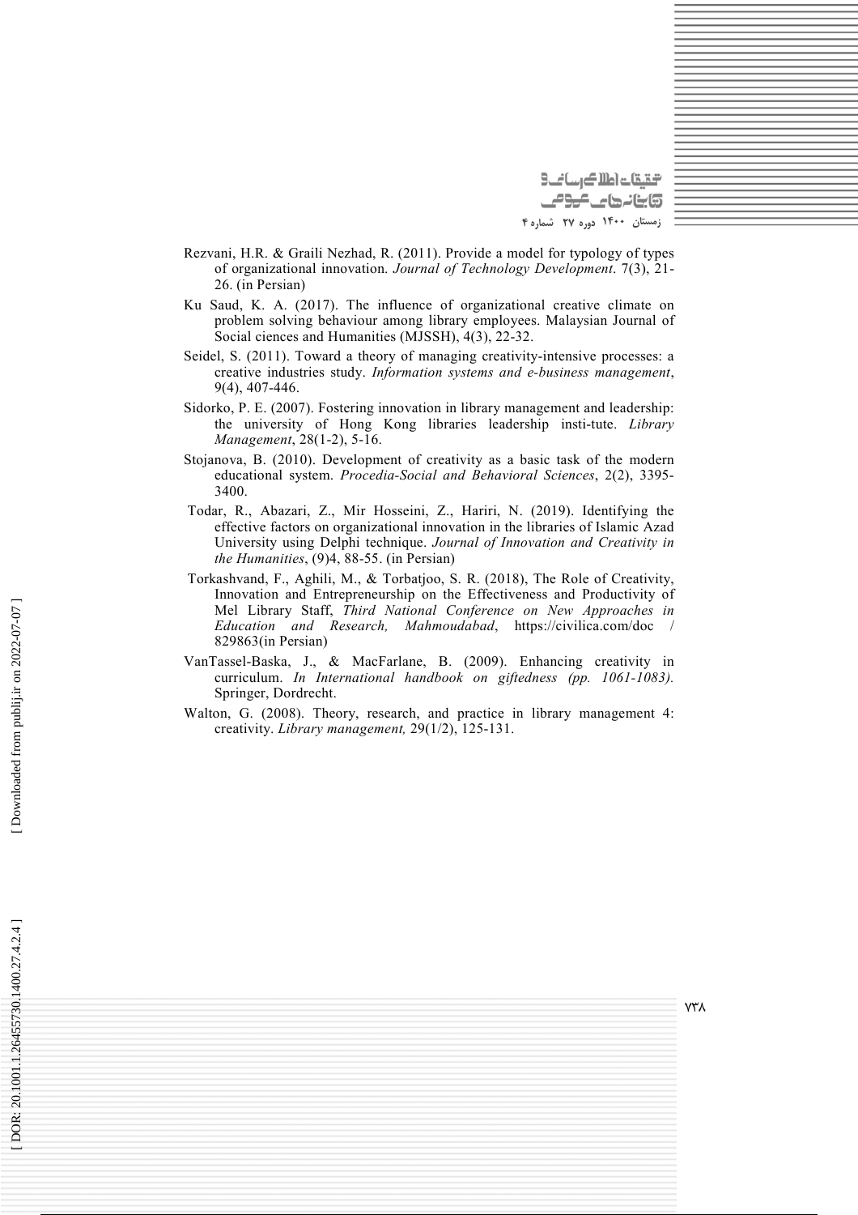Rezvani, H.R. & Graili Nezhad, R. (2011). Provide a model for typology of types of organizational innovation. *Journal of Technology Development*. 7(3), 21-26. (in Persian)

Ku Saud, K. A. (2017). The influence of organizational creative climate on problem solving behaviour among library employees. Malaysian Journal of Social ciences and Humanities (MJSSH), 4(3), 22-32.

Seidel, S. (2011). Toward a theory of managing creativity-intensive processes: a creative industries study. *Information systems and e-business management*, 9(4), 407-446.

Sidorko, P. E. (2007). Fostering innovation in library management and leadership: the university of Hong Kong libraries leadership insti-tute. *Library Management*, 28(1-2), 5-16.

Stojanova, B. (2010). Development of creativity as a basic task of the modern educational system. *Procedia-Social and Behavioral Sciences*, 2(2), 3395-3400.

Todar, R., Abazari, Z., Mir Hosseini, Z., Hariri, N. (2019). Identifying the effective factors on organizational innovation in the libraries of Islamic Azad University using Delphi technique. *Journal of Innovation and Creativity in the Humanities*, (9)4, 88-55. (in Persian)

Torkashvand, F., Aghili, M., & Torbatjoo, S. R. (2018), The Role of Creativity, Innovation and Entrepreneurship on the Effectiveness and Productivity of Mel Library Staff, *Third National Conference on New Approaches in Education and Research, Mahmoudabad*, https://civilica.com/doc / 829863(in Persian)

VanTassel-Baska, J., & MacFarlane, B. (2009). Enhancing creativity in curriculum. *In International handbook on giftedness (pp. 1061-1083).* Springer, Dordrecht.

Walton, G. (2008). Theory, research, and practice in library management 4: creativity. *Library management,* 29(1/2), 125-131.